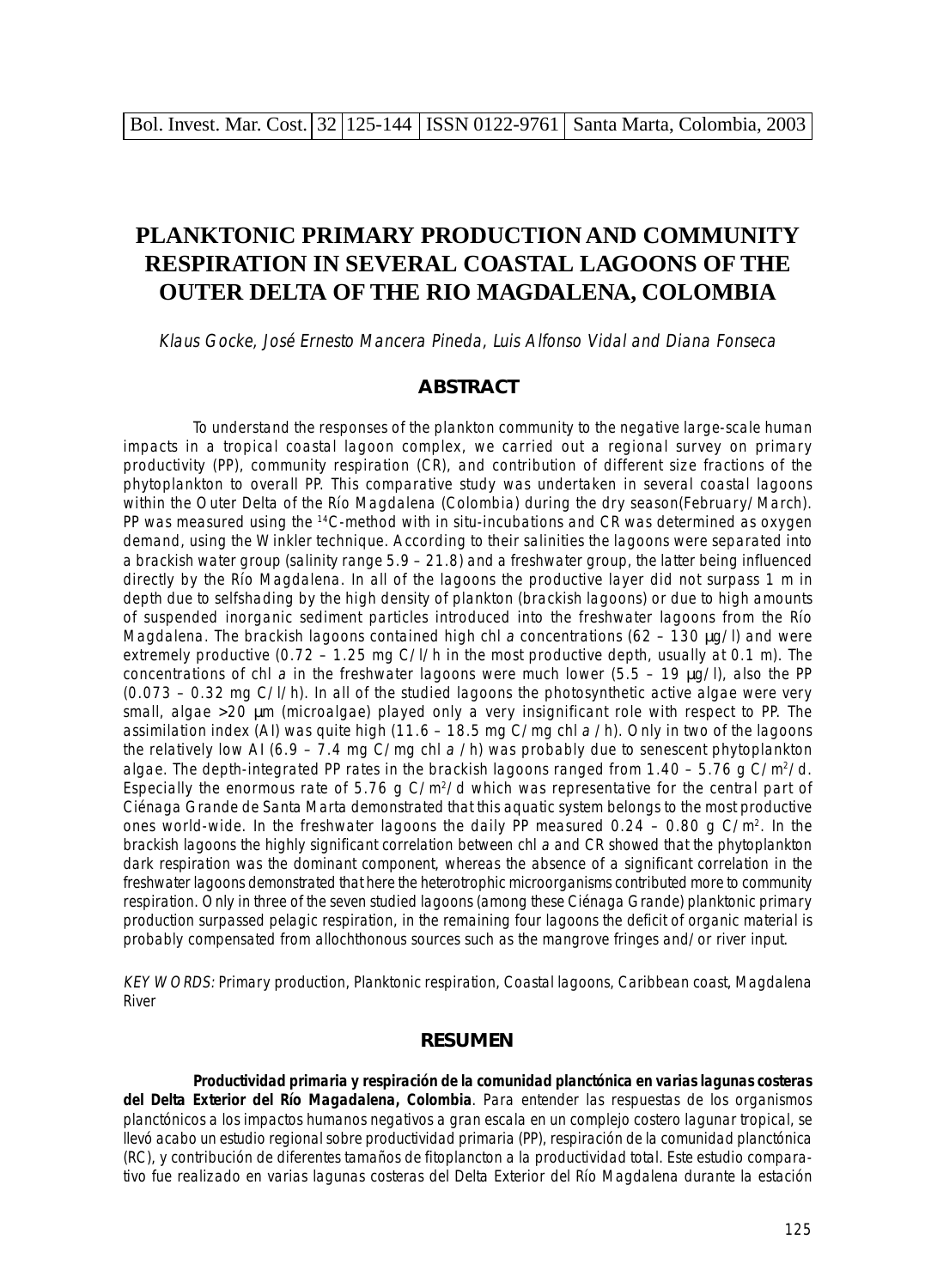# PLANKTONIC PRIMARY PRODUCTION AND COMMUNITY RESPIRATION IN SEVERAL COASTAL LAGOONS OF THE OUTER DELTA OF THE RIO MAGDALENA, COLOMBIA

*Klaus Gocke, José Ernesto Mancera Pineda, Luis Alfonso Vidal and Diana Fonseca*

## ABSTRACT

To understand the responses of the plankton community to the negative large-scale human impacts in a tropical coastal lagoon complex, we carried out a regional survey on primary productivity (PP), community respiration (CR), and contribution of different size fractions of the phytoplankton to overall PP. This comparative study was undertaken in several coastal lagoons within the Outer Delta of the Río Magdalena (Colombia) during the dry season(February/March). PP was measured using the $^{14}$C-method with in situ-incubations and CR was determined as oxygen demand, using the Winkler technique. According to their salinities the lagoons were separated into a brackish water group (salinity range 5.9 – 21.8) and a freshwater group, the latter being influenced directly by the Río Magdalena. In all of the lagoons the productive layer did not surpass 1 m in depth due to selfshading by the high density of plankton (brackish lagoons) or due to high amounts of suspended inorganic sediment particles introduced into the freshwater lagoons from the Río Magdalena. The brackish lagoons contained high chl *a* concentrations (62 – 130 µg/l) and were extremely productive (0.72 – 1.25 mg C/l/h in the most productive depth, usually at 0.1 m). The concentrations of chl *a* in the freshwater lagoons were much lower (5.5 – 19 µg/l), also the PP (0.073 – 0.32 mg C/l/h). In all of the studied lagoons the photosynthetic active algae were very small, algae >20 µm (microalgae) played only a very insignificant role with respect to PP. The assimilation index (AI) was quite high (11.6 – 18.5 mg C/mg chl *a* /h). Only in two of the lagoons the relatively low AI (6.9 – 7.4 mg C/mg chl *a* /h) was probably due to senescent phytoplankton algae. The depth-integrated PP rates in the brackish lagoons ranged from 1.40 – 5.76 g C/m$^2$/d. Especially the enormous rate of 5.76 g C/m$^2$/d which was representative for the central part of Ciénaga Grande de Santa Marta demonstrated that this aquatic system belongs to the most productive ones world-wide. In the freshwater lagoons the daily PP measured 0.24 – 0.80 g C/m$^2$. In the brackish lagoons the highly significant correlation between chl *a* and CR showed that the phytoplankton dark respiration was the dominant component, whereas the absence of a significant correlation in the freshwater lagoons demonstrated that here the heterotrophic microorganisms contributed more to community respiration. Only in three of the seven studied lagoons (among these Ciénaga Grande) planktonic primary production surpassed pelagic respiration, in the remaining four lagoons the deficit of organic material is probably compensated from allochthonous sources such as the mangrove fringes and/or river input.

*KEY WORDS:* Primary production, Planktonic respiration, Coastal lagoons, Caribbean coast, Magdalena River

## RESUMEN

**Productividad primaria y respiración de la comunidad planctónica en varias lagunas costeras del Delta Exterior del Río Magadalena, Colombia**. Para entender las respuestas de los organismos planctónicos a los impactos humanos negativos a gran escala en un complejo costero lagunar tropical, se llevó acabo un estudio regional sobre productividad primaria (PP), respiración de la comunidad planctónica (RC), y contribución de diferentes tamaños de fitoplancton a la productividad total. Este estudio comparativo fue realizado en varias lagunas costeras del Delta Exterior del Río Magdalena durante la estación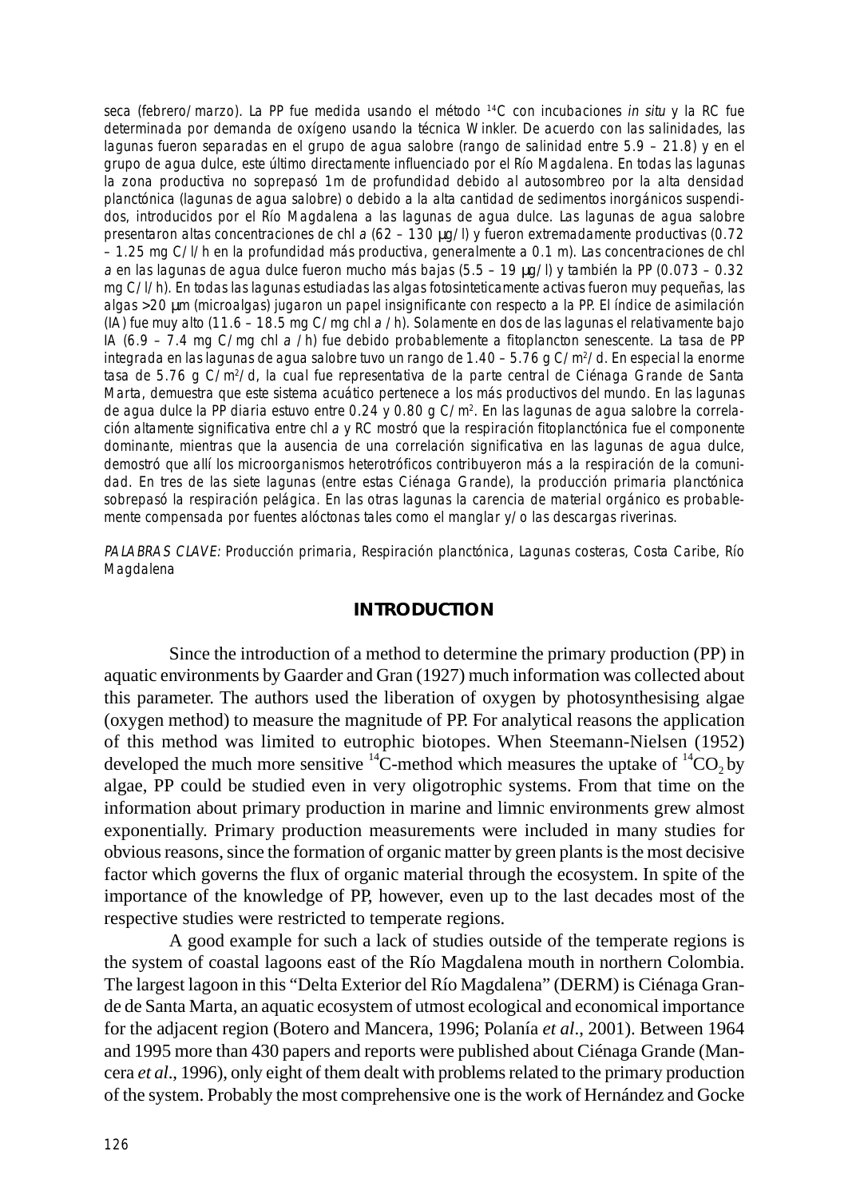seca (febrero/marzo). La PP fue medida usando el método $^{14}C$ con incubaciones *in situ* y la RC fue determinada por demanda de oxígeno usando la técnica Winkler. De acuerdo con las salinidades, las lagunas fueron separadas en el grupo de agua salobre (rango de salinidad entre 5.9 – 21.8) y en el grupo de agua dulce, este último directamente influenciado por el Río Magdalena. En todas las lagunas la zona productiva no soprepasó 1m de profundidad debido al autosombreo por la alta densidad planctónica (lagunas de agua salobre) o debido a la alta cantidad de sedimentos inorgánicos suspendidos, introducidos por el Río Magdalena a las lagunas de agua dulce. Las lagunas de agua salobre presentaron altas concentraciones de chl *a* (62 – 130 µg/l) y fueron extremadamente productivas (0.72 – 1.25 mg C/l/h en la profundidad más productiva, generalmente a 0.1 m). Las concentraciones de chl *a* en las lagunas de agua dulce fueron mucho más bajas (5.5 – 19 µg/l) y también la PP (0.073 – 0.32 mg C/l/h). En todas las lagunas estudiadas las algas fotosinteticamente activas fueron muy pequeñas, las algas >20 µm (microalgas) jugaron un papel insignificante con respecto a la PP. El índice de asimilación (IA) fue muy alto (11.6 – 18.5 mg C/mg chl *a* /h). Solamente en dos de las lagunas el relativamente bajo IA (6.9 – 7.4 mg C/mg chl *a* /h) fue debido probablemente a fitoplancton senescente. La tasa de PP integrada en las lagunas de agua salobre tuvo un rango de 1.40 – 5.76 g C/m$^2$/d. En especial la enorme tasa de 5.76 g C/m$^2$/d, la cual fue representativa de la parte central de Ciénaga Grande de Santa Marta, demuestra que este sistema acuático pertenece a los más productivos del mundo. En las lagunas de agua dulce la PP diaria estuvo entre 0.24 y 0.80 g C/m$^2$. En las lagunas de agua salobre la correlación altamente significativa entre chl *a* y RC mostró que la respiración fitoplanctónica fue el componente dominante, mientras que la ausencia de una correlación significativa en las lagunas de agua dulce, demostró que allí los microorganismos heterotróficos contribuyeron más a la respiración de la comunidad. En tres de las siete lagunas (entre estas Ciénaga Grande), la producción primaria planctónica sobrepasó la respiración pelágica. En las otras lagunas la carencia de material orgánico es probablemente compensada por fuentes alóctonas tales como el manglar y/o las descargas riverinas.

*PALABRAS CLAVE:* Producción primaria, Respiración planctónica, Lagunas costeras, Costa Caribe, Río Magdalena

## INTRODUCTION

Since the introduction of a method to determine the primary production (PP) in aquatic environments by Gaarder and Gran (1927) much information was collected about this parameter. The authors used the liberation of oxygen by photosynthesising algae (oxygen method) to measure the magnitude of PP. For analytical reasons the application of this method was limited to eutrophic biotopes. When Steemann-Nielsen (1952) developed the much more sensitive $^{14}C$-method which measures the uptake of $^{14}CO_2$ by algae, PP could be studied even in very oligotrophic systems. From that time on the information about primary production in marine and limnic environments grew almost exponentially. Primary production measurements were included in many studies for obvious reasons, since the formation of organic matter by green plants is the most decisive factor which governs the flux of organic material through the ecosystem. In spite of the importance of the knowledge of PP, however, even up to the last decades most of the respective studies were restricted to temperate regions.

A good example for such a lack of studies outside of the temperate regions is the system of coastal lagoons east of the Río Magdalena mouth in northern Colombia. The largest lagoon in this "Delta Exterior del Río Magdalena" (DERM) is Ciénaga Grande de Santa Marta, an aquatic ecosystem of utmost ecological and economical importance for the adjacent region (Botero and Mancera, 1996; Polanía *et al*., 2001). Between 1964 and 1995 more than 430 papers and reports were published about Ciénaga Grande (Mancera *et al*., 1996), only eight of them dealt with problems related to the primary production of the system. Probably the most comprehensive one is the work of Hernández and Gocke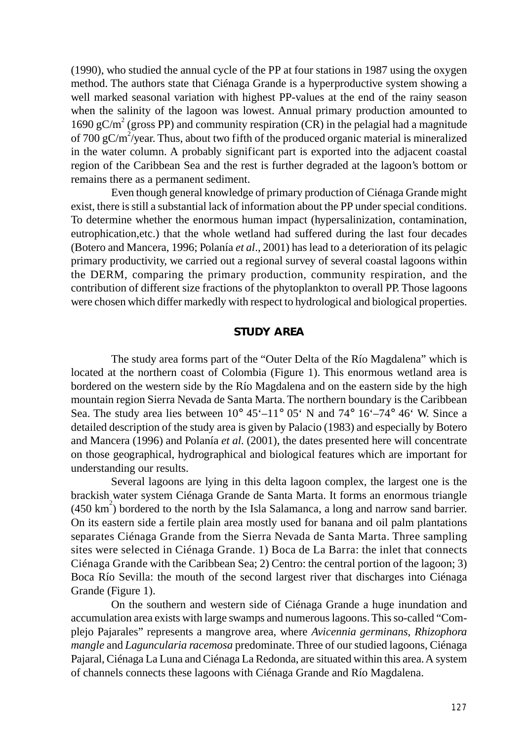(1990), who studied the annual cycle of the PP at four stations in 1987 using the oxygen method. The authors state that Ciénaga Grande is a hyperproductive system showing a well marked seasonal variation with highest PP-values at the end of the rainy season when the salinity of the lagoon was lowest. Annual primary production amounted to 1690 $gC/m^2$ (gross PP) and community respiration (CR) in the pelagial had a magnitude of 700 $gC/m^2$/year. Thus, about two fifth of the produced organic material is mineralized in the water column. A probably significant part is exported into the adjacent coastal region of the Caribbean Sea and the rest is further degraded at the lagoon's bottom or remains there as a permanent sediment.

Even though general knowledge of primary production of Ciénaga Grande might exist, there is still a substantial lack of information about the PP under special conditions. To determine whether the enormous human impact (hypersalinization, contamination, eutrophication,etc.) that the whole wetland had suffered during the last four decades (Botero and Mancera, 1996; Polanía *et al*., 2001) has lead to a deterioration of its pelagic primary productivity, we carried out a regional survey of several coastal lagoons within the DERM, comparing the primary production, community respiration, and the contribution of different size fractions of the phytoplankton to overall PP. Those lagoons were chosen which differ markedly with respect to hydrological and biological properties.

## STUDY AREA

The study area forms part of the "Outer Delta of the Río Magdalena" which is located at the northern coast of Colombia (Figure 1). This enormous wetland area is bordered on the western side by the Río Magdalena and on the eastern side by the high mountain region Sierra Nevada de Santa Marta. The northern boundary is the Caribbean Sea. The study area lies between 10° 45'–11° 05' N and 74° 16'–74° 46' W. Since a detailed description of the study area is given by Palacio (1983) and especially by Botero and Mancera (1996) and Polanía *et al*. (2001), the dates presented here will concentrate on those geographical, hydrographical and biological features which are important for understanding our results.

Several lagoons are lying in this delta lagoon complex, the largest one is the brackish water system Ciénaga Grande de Santa Marta. It forms an enormous triangle (450 $km^2$) bordered to the north by the Isla Salamanca, a long and narrow sand barrier. On its eastern side a fertile plain area mostly used for banana and oil palm plantations separates Ciénaga Grande from the Sierra Nevada de Santa Marta. Three sampling sites were selected in Ciénaga Grande. 1) Boca de La Barra: the inlet that connects Ciénaga Grande with the Caribbean Sea; 2) Centro: the central portion of the lagoon; 3) Boca Río Sevilla: the mouth of the second largest river that discharges into Ciénaga Grande (Figure 1).

On the southern and western side of Ciénaga Grande a huge inundation and accumulation area exists with large swamps and numerous lagoons. This so-called "Complejo Pajarales" represents a mangrove area, where *Avicennia germinans*, *Rhizophora mangle* and *Laguncularia racemosa* predominate. Three of our studied lagoons, Ciénaga Pajaral, Ciénaga La Luna and Ciénaga La Redonda, are situated within this area. A system of channels connects these lagoons with Ciénaga Grande and Río Magdalena.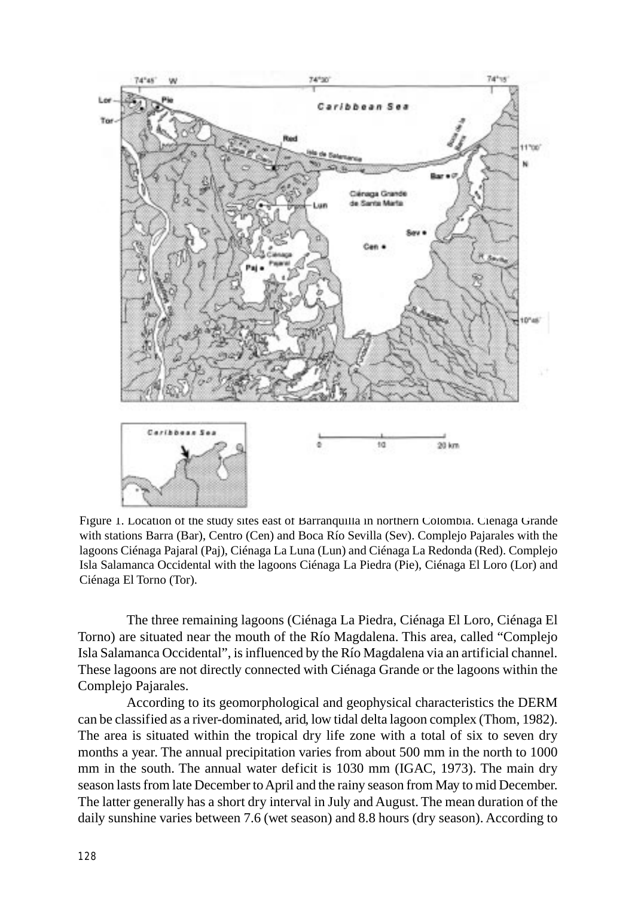Figure 1. Location of the study sites east of Barranquilla in northern Colombia. Ciénaga Grande with stations Barra (Bar), Centro (Cen) and Boca Río Sevilla (Sev). Complejo Pajarales with the lagoons Ciénaga Pajaral (Paj), Ciénaga La Luna (Lun) and Ciénaga La Redonda (Red). Complejo Isla Salamanca Occidental with the lagoons Ciénaga La Piedra (Pie), Ciénaga El Loro (Lor) and Ciénaga El Torno (Tor).

The three remaining lagoons (Ciénaga La Piedra, Ciénaga El Loro, Ciénaga El Torno) are situated near the mouth of the Río Magdalena. This area, called "Complejo Isla Salamanca Occidental", is influenced by the Río Magdalena via an artificial channel. These lagoons are not directly connected with Ciénaga Grande or the lagoons within the Complejo Pajarales.

According to its geomorphological and geophysical characteristics the DERM can be classified as a river-dominated, arid, low tidal delta lagoon complex (Thom, 1982). The area is situated within the tropical dry life zone with a total of six to seven dry months a year. The annual precipitation varies from about 500 mm in the north to 1000 mm in the south. The annual water deficit is 1030 mm (IGAC, 1973). The main dry season lasts from late December to April and the rainy season from May to mid December. The latter generally has a short dry interval in July and August. The mean duration of the daily sunshine varies between 7.6 (wet season) and 8.8 hours (dry season). According to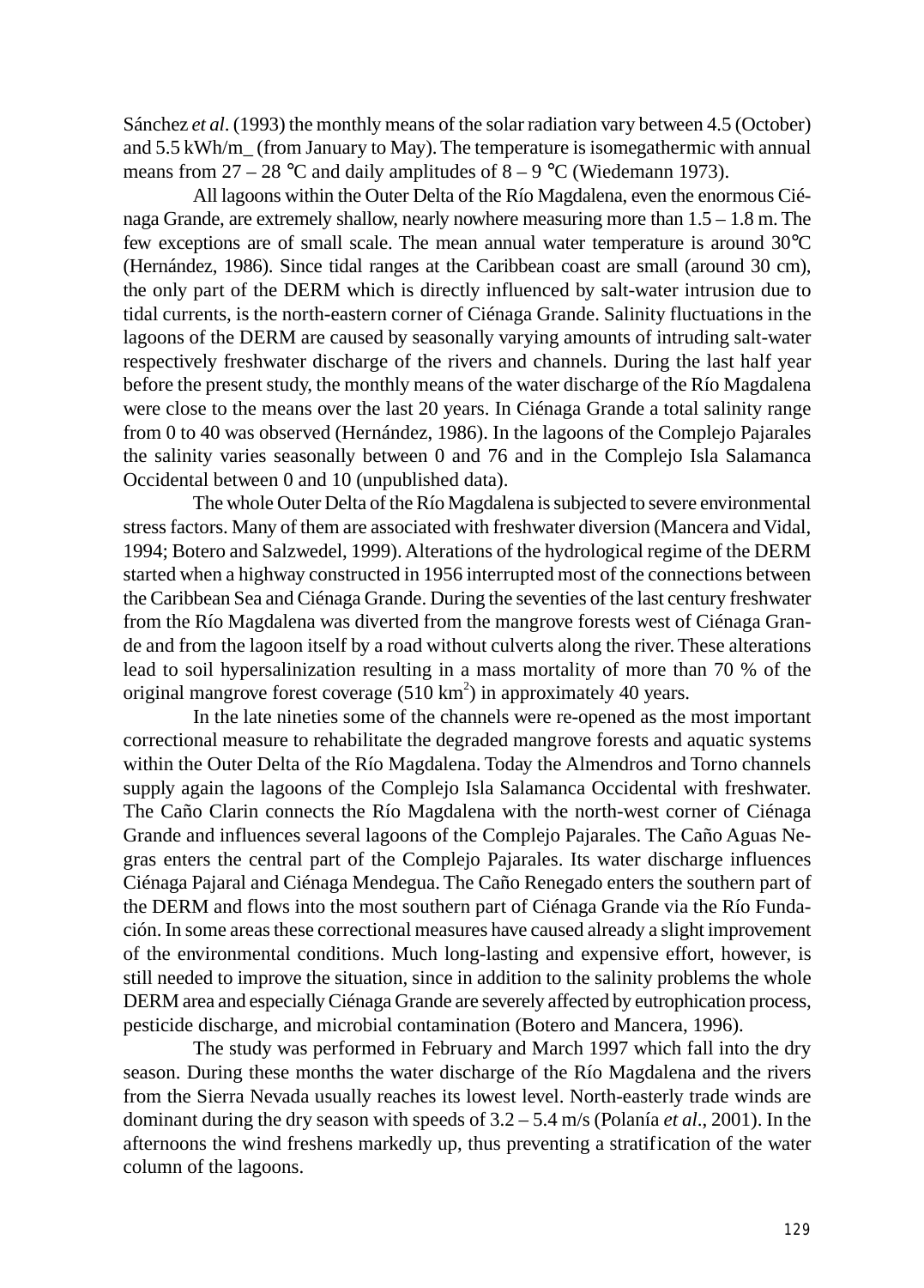Sánchez *et al*. (1993) the monthly means of the solar radiation vary between 4.5 (October) and 5.5 kWh/m_ (from January to May). The temperature is isomegathermic with annual means from 27 – 28 °C and daily amplitudes of 8 – 9 °C (Wiedemann 1973).

All lagoons within the Outer Delta of the Río Magdalena, even the enormous Ciénaga Grande, are extremely shallow, nearly nowhere measuring more than 1.5 – 1.8 m. The few exceptions are of small scale. The mean annual water temperature is around 30°C (Hernández, 1986). Since tidal ranges at the Caribbean coast are small (around 30 cm), the only part of the DERM which is directly influenced by salt-water intrusion due to tidal currents, is the north-eastern corner of Ciénaga Grande. Salinity fluctuations in the lagoons of the DERM are caused by seasonally varying amounts of intruding salt-water respectively freshwater discharge of the rivers and channels. During the last half year before the present study, the monthly means of the water discharge of the Río Magdalena were close to the means over the last 20 years. In Ciénaga Grande a total salinity range from 0 to 40 was observed (Hernández, 1986). In the lagoons of the Complejo Pajarales the salinity varies seasonally between 0 and 76 and in the Complejo Isla Salamanca Occidental between 0 and 10 (unpublished data).

The whole Outer Delta of the Río Magdalena is subjected to severe environmental stress factors. Many of them are associated with freshwater diversion (Mancera and Vidal, 1994; Botero and Salzwedel, 1999). Alterations of the hydrological regime of the DERM started when a highway constructed in 1956 interrupted most of the connections between the Caribbean Sea and Ciénaga Grande. During the seventies of the last century freshwater from the Río Magdalena was diverted from the mangrove forests west of Ciénaga Grande and from the lagoon itself by a road without culverts along the river. These alterations lead to soil hypersalinization resulting in a mass mortality of more than 70 % of the original mangrove forest coverage (510 km$^2$) in approximately 40 years.

In the late nineties some of the channels were re-opened as the most important correctional measure to rehabilitate the degraded mangrove forests and aquatic systems within the Outer Delta of the Río Magdalena. Today the Almendros and Torno channels supply again the lagoons of the Complejo Isla Salamanca Occidental with freshwater. The Caño Clarin connects the Río Magdalena with the north-west corner of Ciénaga Grande and influences several lagoons of the Complejo Pajarales. The Caño Aguas Negras enters the central part of the Complejo Pajarales. Its water discharge influences Ciénaga Pajaral and Ciénaga Mendegua. The Caño Renegado enters the southern part of the DERM and flows into the most southern part of Ciénaga Grande via the Río Fundación. In some areas these correctional measures have caused already a slight improvement of the environmental conditions. Much long-lasting and expensive effort, however, is still needed to improve the situation, since in addition to the salinity problems the whole DERM area and especially Ciénaga Grande are severely affected by eutrophication process, pesticide discharge, and microbial contamination (Botero and Mancera, 1996).

The study was performed in February and March 1997 which fall into the dry season. During these months the water discharge of the Río Magdalena and the rivers from the Sierra Nevada usually reaches its lowest level. North-easterly trade winds are dominant during the dry season with speeds of 3.2 – 5.4 m/s (Polanía *et al*., 2001). In the afternoons the wind freshens markedly up, thus preventing a stratification of the water column of the lagoons.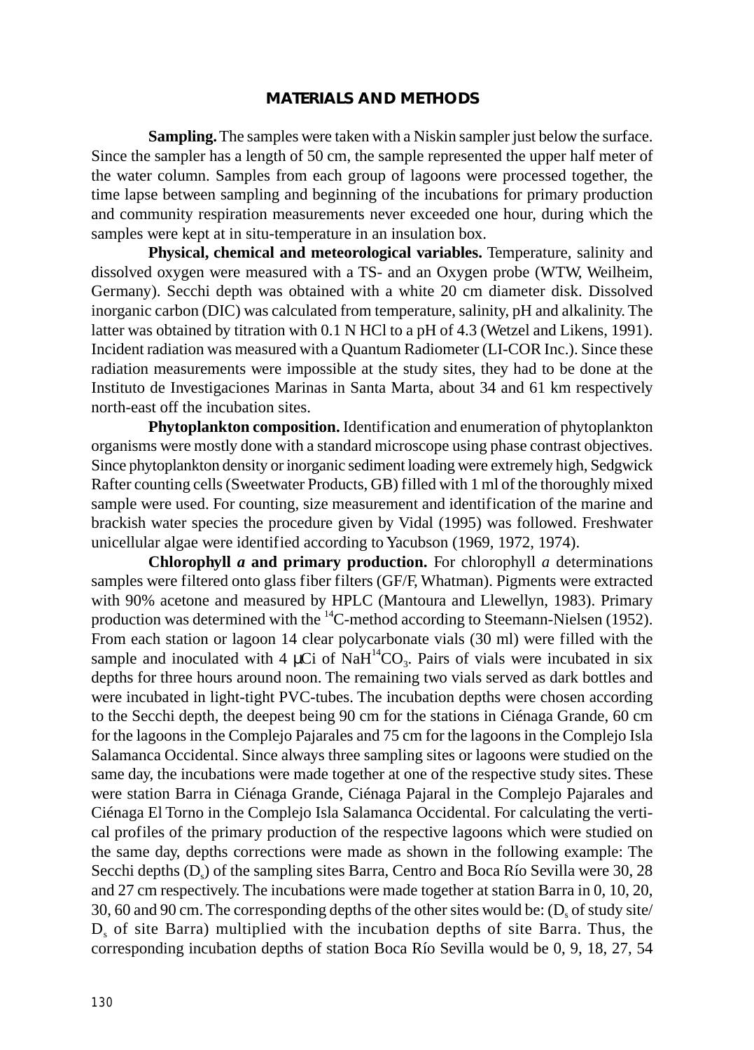## MATERIALS AND METHODS

**Sampling.** The samples were taken with a Niskin sampler just below the surface. Since the sampler has a length of 50 cm, the sample represented the upper half meter of the water column. Samples from each group of lagoons were processed together, the time lapse between sampling and beginning of the incubations for primary production and community respiration measurements never exceeded one hour, during which the samples were kept at in situ-temperature in an insulation box.

**Physical, chemical and meteorological variables.** Temperature, salinity and dissolved oxygen were measured with a TS- and an Oxygen probe (WTW, Weilheim, Germany). Secchi depth was obtained with a white 20 cm diameter disk. Dissolved inorganic carbon (DIC) was calculated from temperature, salinity, pH and alkalinity. The latter was obtained by titration with 0.1 N HCl to a pH of 4.3 (Wetzel and Likens, 1991). Incident radiation was measured with a Quantum Radiometer (LI-COR Inc.). Since these radiation measurements were impossible at the study sites, they had to be done at the Instituto de Investigaciones Marinas in Santa Marta, about 34 and 61 km respectively north-east off the incubation sites.

**Phytoplankton composition.** Identification and enumeration of phytoplankton organisms were mostly done with a standard microscope using phase contrast objectives. Since phytoplankton density or inorganic sediment loading were extremely high, Sedgwick Rafter counting cells (Sweetwater Products, GB) filled with 1 ml of the thoroughly mixed sample were used. For counting, size measurement and identification of the marine and brackish water species the procedure given by Vidal (1995) was followed. Freshwater unicellular algae were identified according to Yacubson (1969, 1972, 1974).

**Chlorophyll *a* and primary production.** For chlorophyll *a* determinations samples were filtered onto glass fiber filters (GF/F, Whatman). Pigments were extracted with 90% acetone and measured by HPLC (Mantoura and Llewellyn, 1983). Primary production was determined with the $^{14}C$-method according to Steemann-Nielsen (1952). From each station or lagoon 14 clear polycarbonate vials (30 ml) were filled with the sample and inoculated with 4 µCi of $NaH^{14}CO_3$. Pairs of vials were incubated in six depths for three hours around noon. The remaining two vials served as dark bottles and were incubated in light-tight PVC-tubes. The incubation depths were chosen according to the Secchi depth, the deepest being 90 cm for the stations in Ciénaga Grande, 60 cm for the lagoons in the Complejo Pajarales and 75 cm for the lagoons in the Complejo Isla Salamanca Occidental. Since always three sampling sites or lagoons were studied on the same day, the incubations were made together at one of the respective study sites. These were station Barra in Ciénaga Grande, Ciénaga Pajaral in the Complejo Pajarales and Ciénaga El Torno in the Complejo Isla Salamanca Occidental. For calculating the vertical profiles of the primary production of the respective lagoons which were studied on the same day, depths corrections were made as shown in the following example: The Secchi depths ($D_s$) of the sampling sites Barra, Centro and Boca Río Sevilla were 30, 28 and 27 cm respectively. The incubations were made together at station Barra in 0, 10, 20, 30, 60 and 90 cm. The corresponding depths of the other sites would be: ($D_s$ of study site/ $D_s$ of site Barra) multiplied with the incubation depths of site Barra. Thus, the corresponding incubation depths of station Boca Río Sevilla would be 0, 9, 18, 27, 54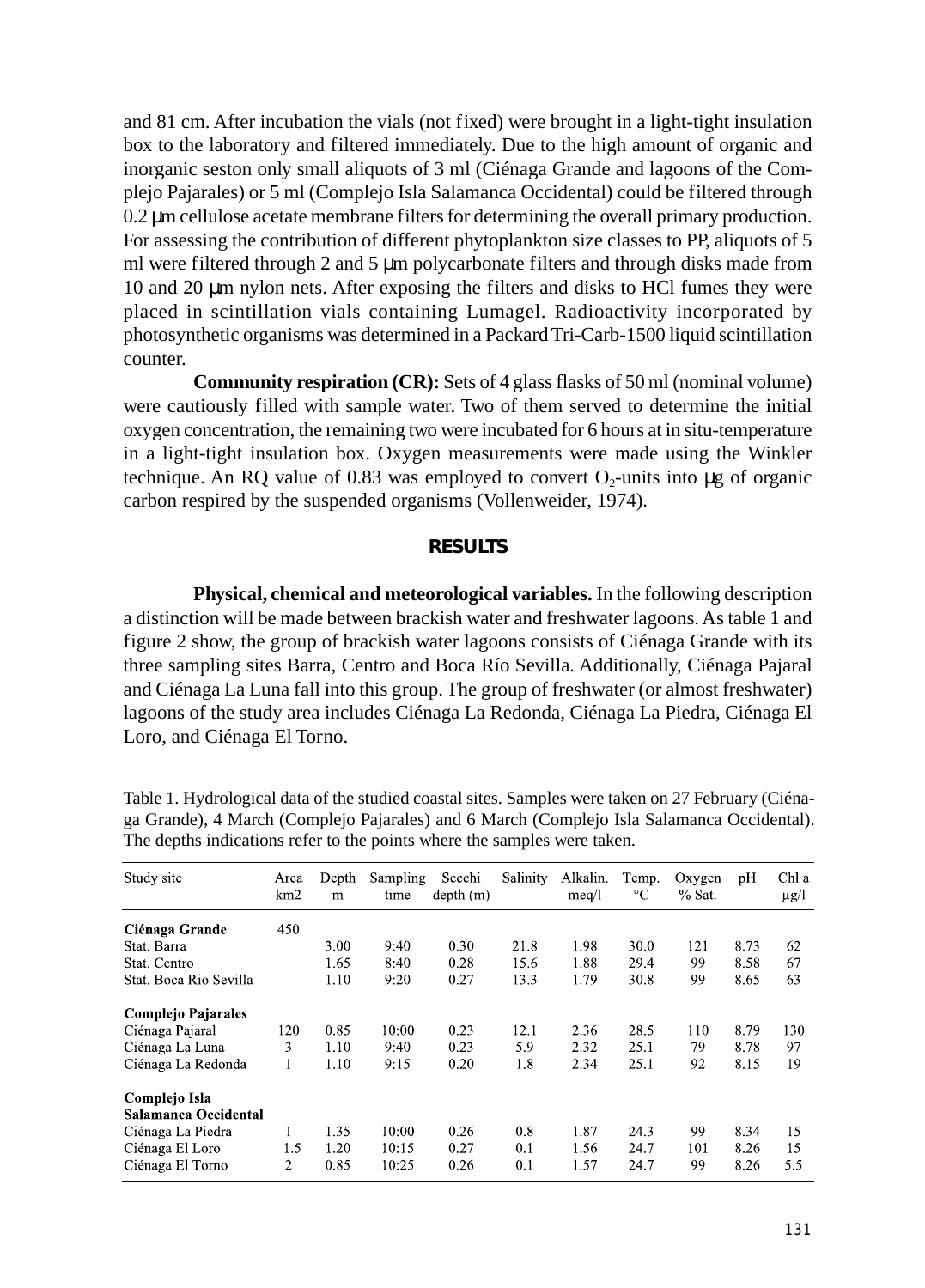and 81 cm. After incubation the vials (not fixed) were brought in a light-tight insulation box to the laboratory and filtered immediately. Due to the high amount of organic and inorganic seston only small aliquots of 3 ml (Ciénaga Grande and lagoons of the Complejo Pajarales) or 5 ml (Complejo Isla Salamanca Occidental) could be filtered through 0.2 μm cellulose acetate membrane filters for determining the overall primary production. For assessing the contribution of different phytoplankton size classes to PP, aliquots of 5 ml were filtered through 2 and 5 μm polycarbonate filters and through disks made from 10 and 20 μm nylon nets. After exposing the filters and disks to HCl fumes they were placed in scintillation vials containing Lumagel. Radioactivity incorporated by photosynthetic organisms was determined in a Packard Tri-Carb-1500 liquid scintillation counter.

**Community respiration (CR):** Sets of 4 glass flasks of 50 ml (nominal volume) were cautiously filled with sample water. Two of them served to determine the initial oxygen concentration, the remaining two were incubated for 6 hours at in situ-temperature in a light-tight insulation box. Oxygen measurements were made using the Winkler technique. An RQ value of 0.83 was employed to convert $O_2$-units into μg of organic carbon respired by the suspended organisms (Vollenweider, 1974).

## RESULTS

**Physical, chemical and meteorological variables.** In the following description a distinction will be made between brackish water and freshwater lagoons. As table 1 and figure 2 show, the group of brackish water lagoons consists of Ciénaga Grande with its three sampling sites Barra, Centro and Boca Río Sevilla. Additionally, Ciénaga Pajaral and Ciénaga La Luna fall into this group. The group of freshwater (or almost freshwater) lagoons of the study area includes Ciénaga La Redonda, Ciénaga La Piedra, Ciénaga El Loro, and Ciénaga El Torno.

Table 1. Hydrological data of the studied coastal sites. Samples were taken on 27 February (Ciénaga Grande), 4 March (Complejo Pajarales) and 6 March (Complejo Isla Salamanca Occidental). The depths indications refer to the points where the samples were taken.

| Study site | Area km2 | Depth m | Sampling time | Secchi depth (m) | Salinity | Alkalin. meq/l | Temp. °C | Oxygen % Sat. | pH | Chl a μg/l |
|---|---|---|---|---|---|---|---|---|---|---|
| **Ciénaga Grande** | 450 | | | | | | | | | |
| Stat. Barra | | 3.00 | 9:40 | 0.30 | 21.8 | 1.98 | 30.0 | 121 | 8.73 | 62 |
| Stat. Centro | | 1.65 | 8:40 | 0.28 | 15.6 | 1.88 | 29.4 | 99 | 8.58 | 67 |
| Stat. Boca Rio Sevilla | | 1.10 | 9:20 | 0.27 | 13.3 | 1.79 | 30.8 | 99 | 8.65 | 63 |
| **Complejo Pajarales** | | | | | | | | | | |
| Ciénaga Pajaral | 120 | 0.85 | 10:00 | 0.23 | 12.1 | 2.36 | 28.5 | 110 | 8.79 | 130 |
| Ciénaga La Luna | 3 | 1.10 | 9:40 | 0.23 | 5.9 | 2.32 | 25.1 | 79 | 8.78 | 97 |
| Ciénaga La Redonda | 1 | 1.10 | 9:15 | 0.20 | 1.8 | 2.34 | 25.1 | 92 | 8.15 | 19 |
| **Complejo Isla Salamanca Occidental** | | | | | | | | | | |
| Ciénaga La Piedra | 1 | 1.35 | 10:00 | 0.26 | 0.8 | 1.87 | 24.3 | 99 | 8.34 | 15 |
| Ciénaga El Loro | 1.5 | 1.20 | 10:15 | 0.27 | 0.1 | 1.56 | 24.7 | 101 | 8.26 | 15 |
| Ciénaga El Torno | 2 | 0.85 | 10:25 | 0.26 | 0.1 | 1.57 | 24.7 | 99 | 8.26 | 5.5 |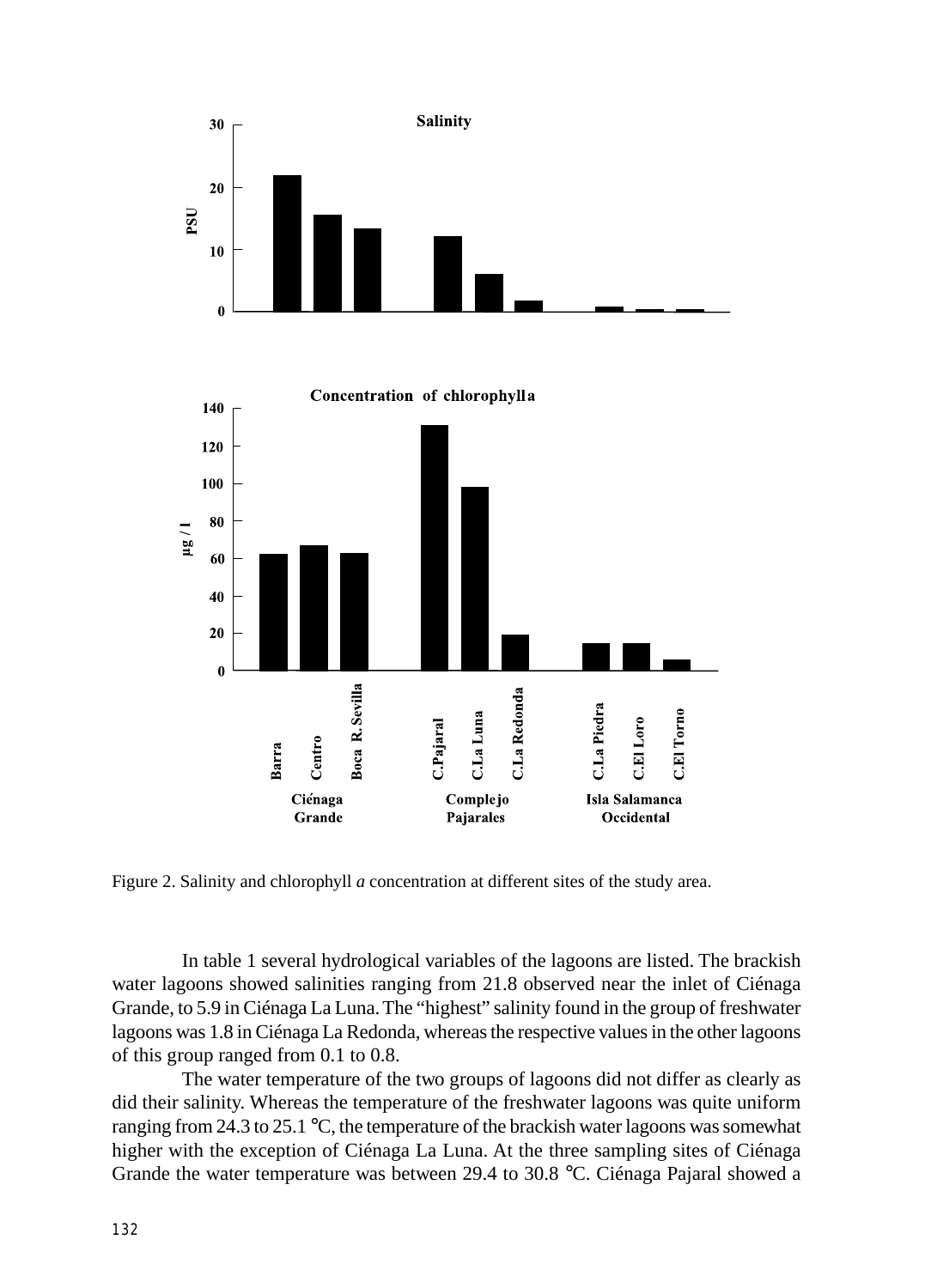Figure 2. Salinity and chlorophyll *a* concentration at different sites of the study area.

In table 1 several hydrological variables of the lagoons are listed. The brackish water lagoons showed salinities ranging from 21.8 observed near the inlet of Ciénaga Grande, to 5.9 in Ciénaga La Luna. The "highest" salinity found in the group of freshwater lagoons was 1.8 in Ciénaga La Redonda, whereas the respective values in the other lagoons of this group ranged from 0.1 to 0.8.

The water temperature of the two groups of lagoons did not differ as clearly as did their salinity. Whereas the temperature of the freshwater lagoons was quite uniform ranging from 24.3 to 25.1 °C, the temperature of the brackish water lagoons was somewhat higher with the exception of Ciénaga La Luna. At the three sampling sites of Ciénaga Grande the water temperature was between 29.4 to 30.8 °C. Ciénaga Pajaral showed a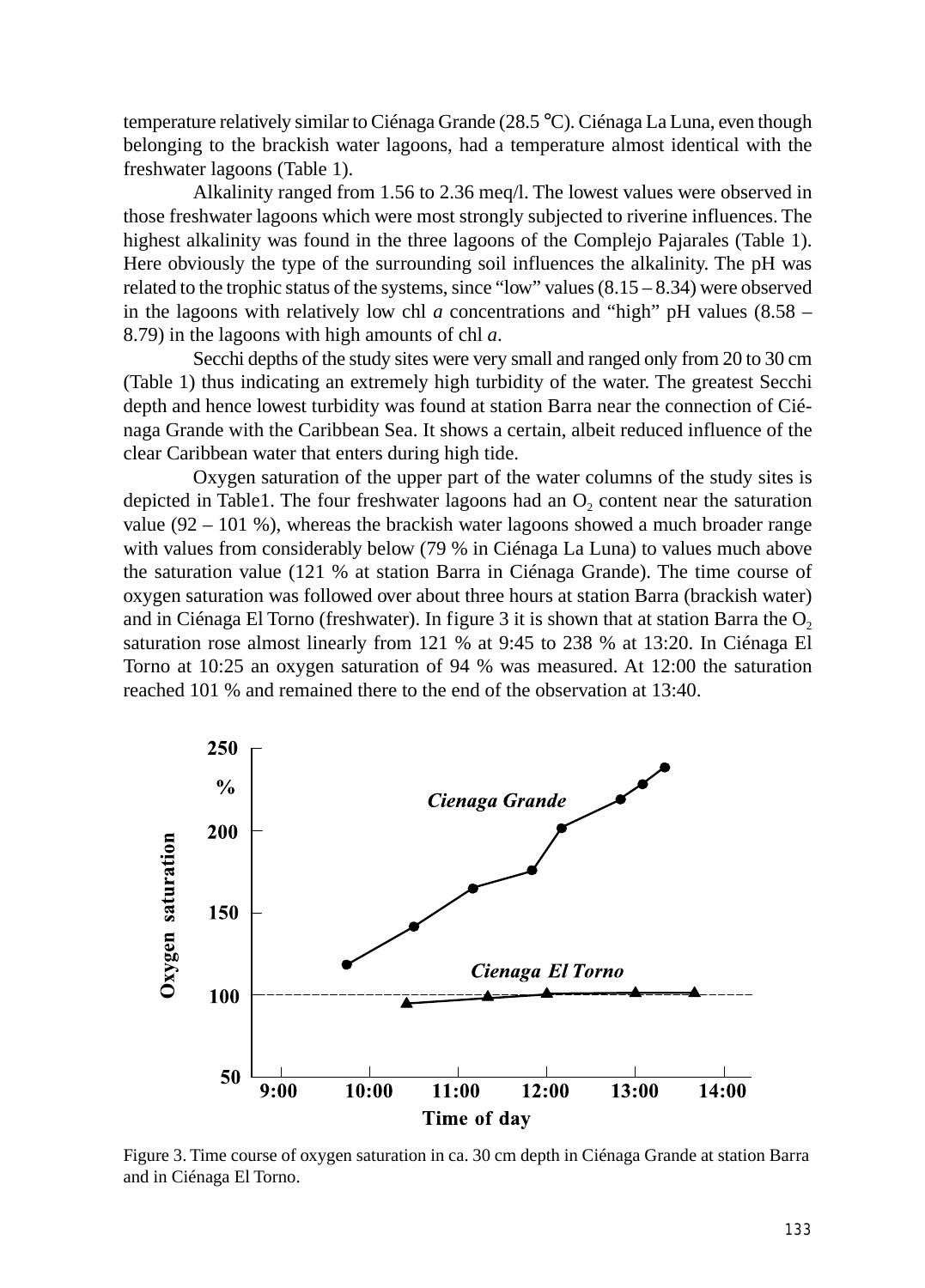temperature relatively similar to Ciénaga Grande (28.5 °C). Ciénaga La Luna, even though belonging to the brackish water lagoons, had a temperature almost identical with the freshwater lagoons (Table 1).

Alkalinity ranged from 1.56 to 2.36 meq/l. The lowest values were observed in those freshwater lagoons which were most strongly subjected to riverine influences. The highest alkalinity was found in the three lagoons of the Complejo Pajarales (Table 1). Here obviously the type of the surrounding soil influences the alkalinity. The pH was related to the trophic status of the systems, since "low" values (8.15 – 8.34) were observed in the lagoons with relatively low chl *a* concentrations and "high" pH values (8.58 – 8.79) in the lagoons with high amounts of chl *a*.

Secchi depths of the study sites were very small and ranged only from 20 to 30 cm (Table 1) thus indicating an extremely high turbidity of the water. The greatest Secchi depth and hence lowest turbidity was found at station Barra near the connection of Ciénaga Grande with the Caribbean Sea. It shows a certain, albeit reduced influence of the clear Caribbean water that enters during high tide.

Oxygen saturation of the upper part of the water columns of the study sites is depicted in Table1. The four freshwater lagoons had an $O_2$ content near the saturation value (92 – 101 %), whereas the brackish water lagoons showed a much broader range with values from considerably below (79 % in Ciénaga La Luna) to values much above the saturation value (121 % at station Barra in Ciénaga Grande). The time course of oxygen saturation was followed over about three hours at station Barra (brackish water) and in Ciénaga El Torno (freshwater). In figure 3 it is shown that at station Barra the $O_2$ saturation rose almost linearly from 121 % at 9:45 to 238 % at 13:20. In Ciénaga El Torno at 10:25 an oxygen saturation of 94 % was measured. At 12:00 the saturation reached 101 % and remained there to the end of the observation at 13:40.

Figure 3. Time course of oxygen saturation in ca. 30 cm depth in Ciénaga Grande at station Barra and in Ciénaga El Torno.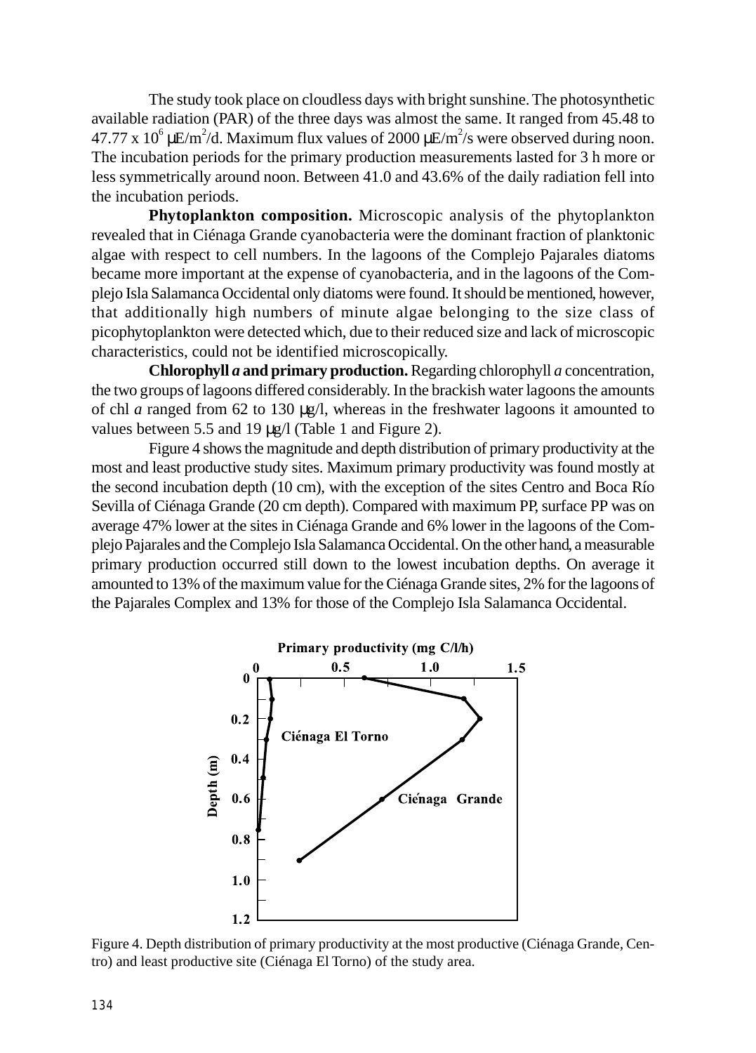The study took place on cloudless days with bright sunshine. The photosynthetic available radiation (PAR) of the three days was almost the same. It ranged from 45.48 to 47.77 x $10^6$ μE/m$^2$/d. Maximum flux values of 2000 μE/m$^2$/s were observed during noon. The incubation periods for the primary production measurements lasted for 3 h more or less symmetrically around noon. Between 41.0 and 43.6% of the daily radiation fell into the incubation periods.

**Phytoplankton composition.** Microscopic analysis of the phytoplankton revealed that in Ciénaga Grande cyanobacteria were the dominant fraction of planktonic algae with respect to cell numbers. In the lagoons of the Complejo Pajarales diatoms became more important at the expense of cyanobacteria, and in the lagoons of the Complejo Isla Salamanca Occidental only diatoms were found. It should be mentioned, however, that additionally high numbers of minute algae belonging to the size class of picophytoplankton were detected which, due to their reduced size and lack of microscopic characteristics, could not be identified microscopically.

**Chlorophyll *a* and primary production.** Regarding chlorophyll *a* concentration, the two groups of lagoons differed considerably. In the brackish water lagoons the amounts of chl *a* ranged from 62 to 130 μg/l, whereas in the freshwater lagoons it amounted to values between 5.5 and 19 μg/l (Table 1 and Figure 2).

Figure 4 shows the magnitude and depth distribution of primary productivity at the most and least productive study sites. Maximum primary productivity was found mostly at the second incubation depth (10 cm), with the exception of the sites Centro and Boca Río Sevilla of Ciénaga Grande (20 cm depth). Compared with maximum PP, surface PP was on average 47% lower at the sites in Ciénaga Grande and 6% lower in the lagoons of the Complejo Pajarales and the Complejo Isla Salamanca Occidental. On the other hand, a measurable primary production occurred still down to the lowest incubation depths. On average it amounted to 13% of the maximum value for the Ciénaga Grande sites, 2% for the lagoons of the Pajarales Complex and 13% for those of the Complejo Isla Salamanca Occidental.

Figure 4. Depth distribution of primary productivity at the most productive (Ciénaga Grande, Centro) and least productive site (Ciénaga El Torno) of the study area.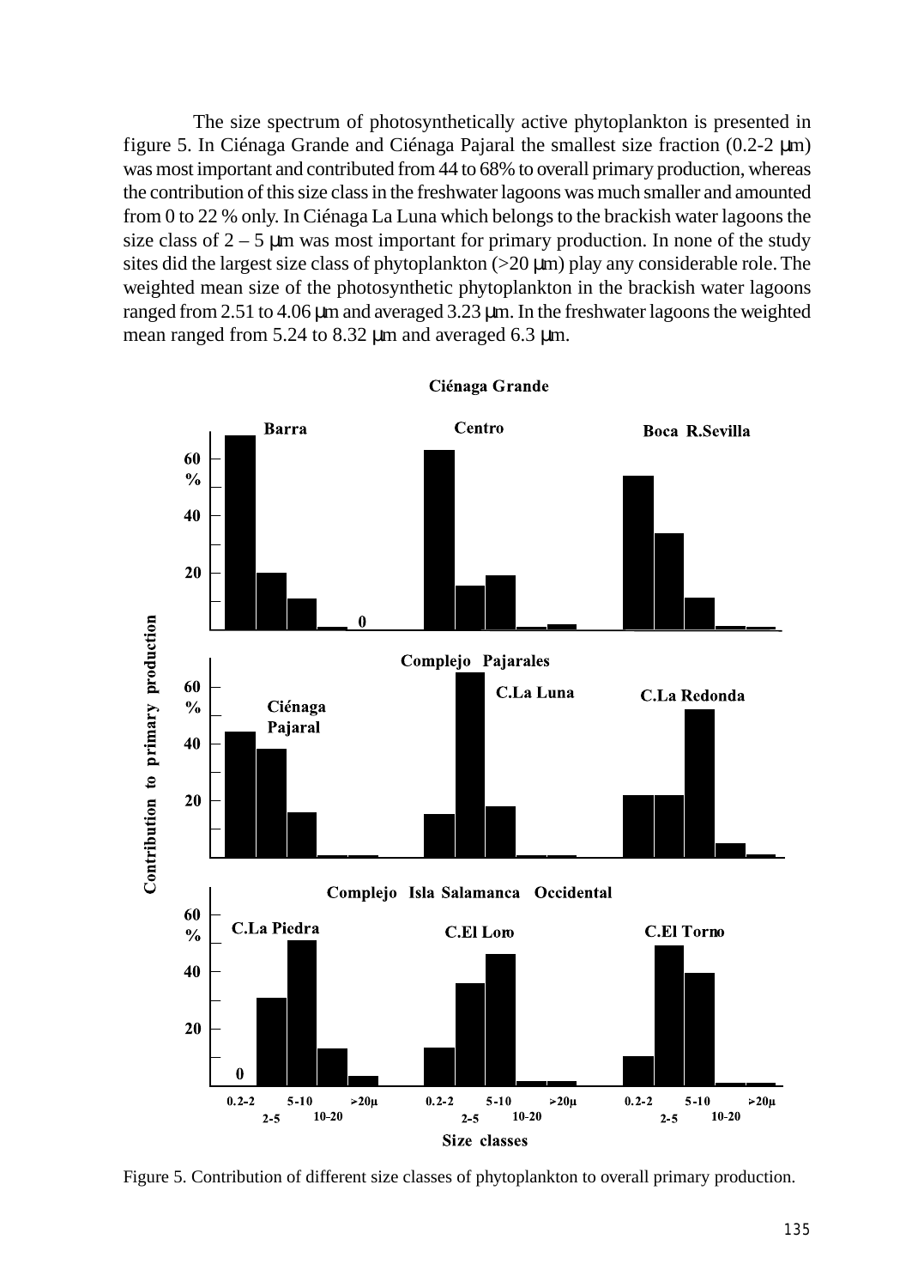The size spectrum of photosynthetically active phytoplankton is presented in figure 5. In Ciénaga Grande and Ciénaga Pajaral the smallest size fraction (0.2-2 µm) was most important and contributed from 44 to 68% to overall primary production, whereas the contribution of this size class in the freshwater lagoons was much smaller and amounted from 0 to 22 % only. In Ciénaga La Luna which belongs to the brackish water lagoons the size class of 2 – 5 µm was most important for primary production. In none of the study sites did the largest size class of phytoplankton (>20 µm) play any considerable role. The weighted mean size of the photosynthetic phytoplankton in the brackish water lagoons ranged from 2.51 to 4.06 µm and averaged 3.23 µm. In the freshwater lagoons the weighted mean ranged from 5.24 to 8.32 µm and averaged 6.3 µm.

Figure 5. Contribution of different size classes of phytoplankton to overall primary production.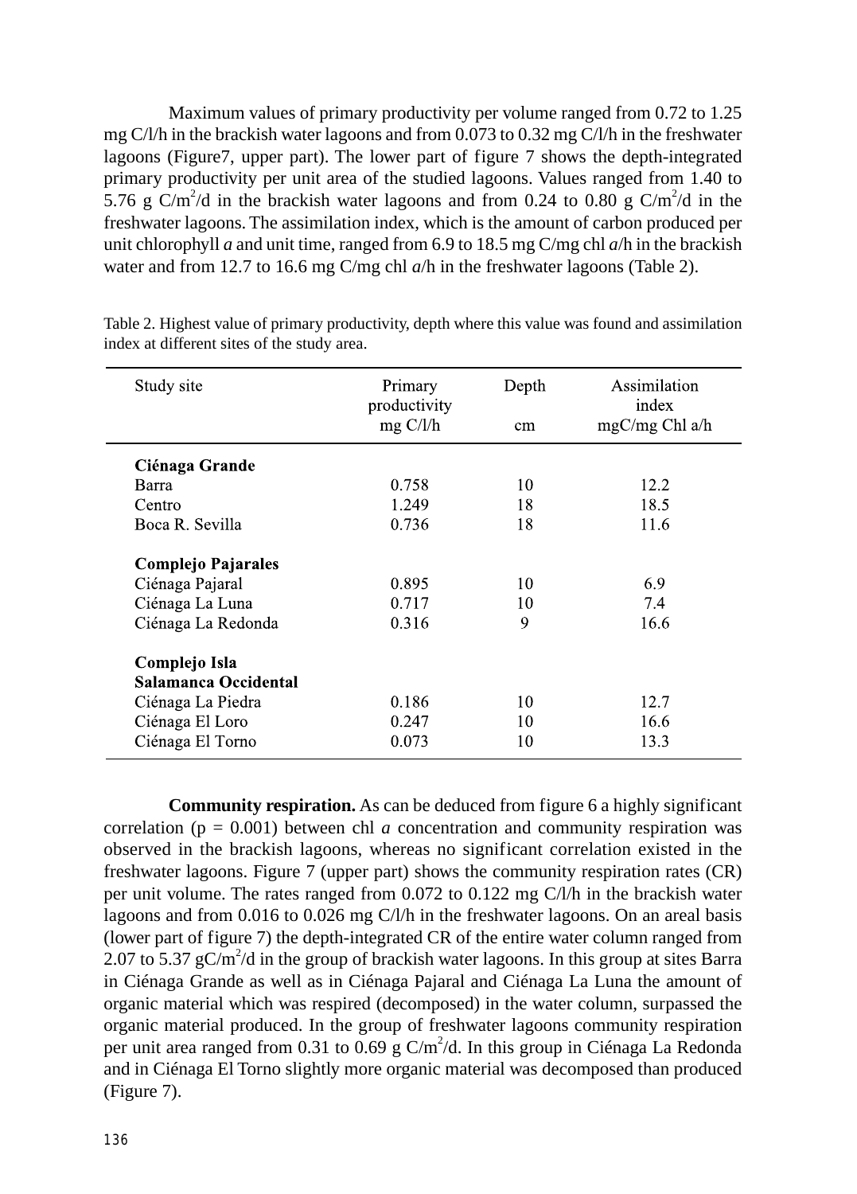Maximum values of primary productivity per volume ranged from 0.72 to 1.25 mg C/l/h in the brackish water lagoons and from 0.073 to 0.32 mg C/l/h in the freshwater lagoons (Figure7, upper part). The lower part of figure 7 shows the depth-integrated primary productivity per unit area of the studied lagoons. Values ranged from 1.40 to 5.76 g C/m$^2$/d in the brackish water lagoons and from 0.24 to 0.80 g C/m$^2$/d in the freshwater lagoons. The assimilation index, which is the amount of carbon produced per unit chlorophyll *a* and unit time, ranged from 6.9 to 18.5 mg C/mg chl *a*/h in the brackish water and from 12.7 to 16.6 mg C/mg chl *a*/h in the freshwater lagoons (Table 2).

Table 2. Highest value of primary productivity, depth where this value was found and assimilation index at different sites of the study area.

| Study site | Primary productivity mg C/l/h | Depth cm | Assimilation index mgC/mg Chl a/h |
|---|---|---|---|
| **Ciénaga Grande** | | | |
| Barra | 0.758 | 10 | 12.2 |
| Centro | 1.249 | 18 | 18.5 |
| Boca R. Sevilla | 0.736 | 18 | 11.6 |
| **Complejo Pajarales** | | | |
| Ciénaga Pajaral | 0.895 | 10 | 6.9 |
| Ciénaga La Luna | 0.717 | 10 | 7.4 |
| Ciénaga La Redonda | 0.316 | 9 | 16.6 |
| **Complejo Isla Salamanca Occidental** | | | |
| Ciénaga La Piedra | 0.186 | 10 | 12.7 |
| Ciénaga El Loro | 0.247 | 10 | 16.6 |
| Ciénaga El Torno | 0.073 | 10 | 13.3 |

**Community respiration.** As can be deduced from figure 6 a highly significant correlation ($p = 0.001$) between chl *a* concentration and community respiration was observed in the brackish lagoons, whereas no significant correlation existed in the freshwater lagoons. Figure 7 (upper part) shows the community respiration rates (CR) per unit volume. The rates ranged from 0.072 to 0.122 mg C/l/h in the brackish water lagoons and from 0.016 to 0.026 mg C/l/h in the freshwater lagoons. On an areal basis (lower part of figure 7) the depth-integrated CR of the entire water column ranged from 2.07 to 5.37 gC/m$^2$/d in the group of brackish water lagoons. In this group at sites Barra in Ciénaga Grande as well as in Ciénaga Pajaral and Ciénaga La Luna the amount of organic material which was respired (decomposed) in the water column, surpassed the organic material produced. In the group of freshwater lagoons community respiration per unit area ranged from 0.31 to 0.69 g C/m$^2$/d. In this group in Ciénaga La Redonda and in Ciénaga El Torno slightly more organic material was decomposed than produced (Figure 7).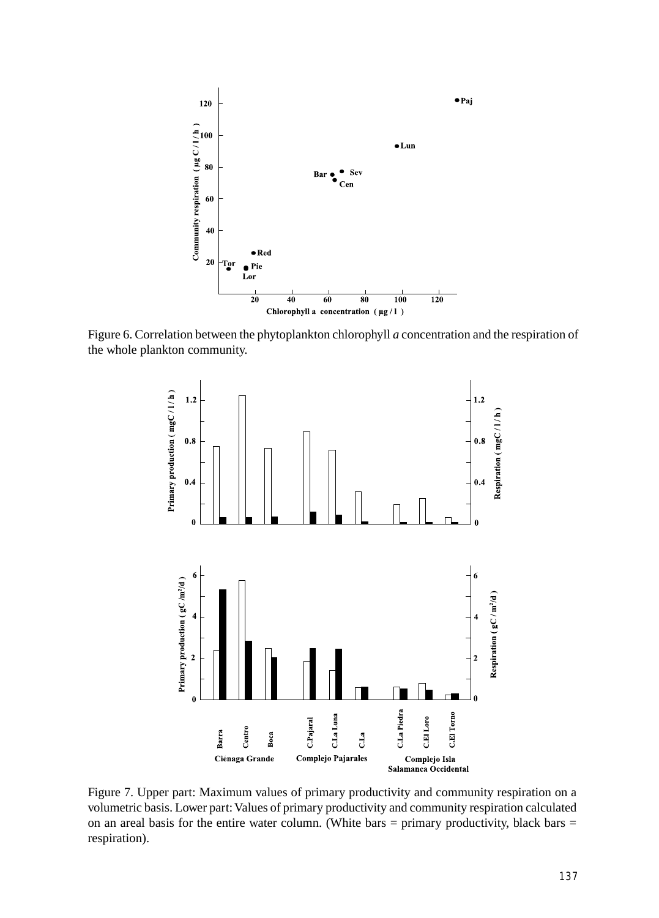Figure 6. Correlation between the phytoplankton chlorophyll *a* concentration and the respiration of the whole plankton community.

Figure 7. Upper part: Maximum values of primary productivity and community respiration on a volumetric basis. Lower part: Values of primary productivity and community respiration calculated on an areal basis for the entire water column. (White bars = primary productivity, black bars = respiration).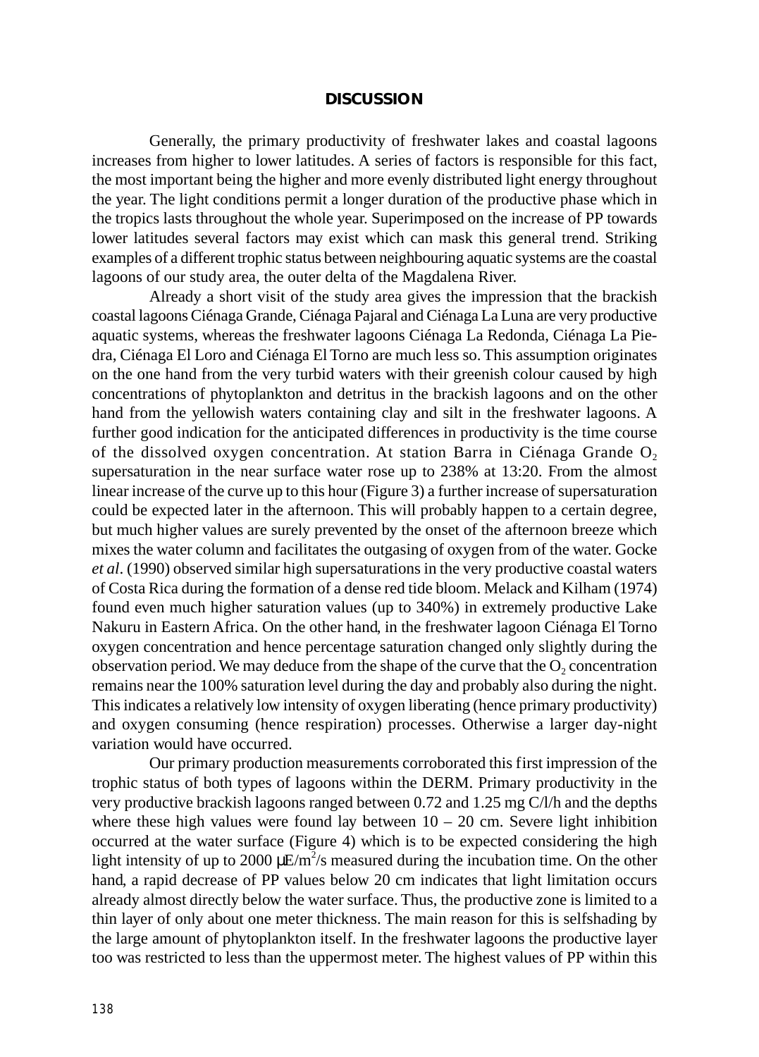## DISCUSSION

Generally, the primary productivity of freshwater lakes and coastal lagoons increases from higher to lower latitudes. A series of factors is responsible for this fact, the most important being the higher and more evenly distributed light energy throughout the year. The light conditions permit a longer duration of the productive phase which in the tropics lasts throughout the whole year. Superimposed on the increase of PP towards lower latitudes several factors may exist which can mask this general trend. Striking examples of a different trophic status between neighbouring aquatic systems are the coastal lagoons of our study area, the outer delta of the Magdalena River.

Already a short visit of the study area gives the impression that the brackish coastal lagoons Ciénaga Grande, Ciénaga Pajaral and Ciénaga La Luna are very productive aquatic systems, whereas the freshwater lagoons Ciénaga La Redonda, Ciénaga La Piedra, Ciénaga El Loro and Ciénaga El Torno are much less so. This assumption originates on the one hand from the very turbid waters with their greenish colour caused by high concentrations of phytoplankton and detritus in the brackish lagoons and on the other hand from the yellowish waters containing clay and silt in the freshwater lagoons. A further good indication for the anticipated differences in productivity is the time course of the dissolved oxygen concentration. At station Barra in Ciénaga Grande $O_2$ supersaturation in the near surface water rose up to 238% at 13:20. From the almost linear increase of the curve up to this hour (Figure 3) a further increase of supersaturation could be expected later in the afternoon. This will probably happen to a certain degree, but much higher values are surely prevented by the onset of the afternoon breeze which mixes the water column and facilitates the outgasing of oxygen from of the water. Gocke *et al*. (1990) observed similar high supersaturations in the very productive coastal waters of Costa Rica during the formation of a dense red tide bloom. Melack and Kilham (1974) found even much higher saturation values (up to 340%) in extremely productive Lake Nakuru in Eastern Africa. On the other hand, in the freshwater lagoon Ciénaga El Torno oxygen concentration and hence percentage saturation changed only slightly during the observation period. We may deduce from the shape of the curve that the $O_2$ concentration remains near the 100% saturation level during the day and probably also during the night. This indicates a relatively low intensity of oxygen liberating (hence primary productivity) and oxygen consuming (hence respiration) processes. Otherwise a larger day-night variation would have occurred.

Our primary production measurements corroborated this first impression of the trophic status of both types of lagoons within the DERM. Primary productivity in the very productive brackish lagoons ranged between 0.72 and 1.25 mg C/l/h and the depths where these high values were found lay between 10 – 20 cm. Severe light inhibition occurred at the water surface (Figure 4) which is to be expected considering the high light intensity of up to 2000 $\mu$E/m$^2$/s measured during the incubation time. On the other hand, a rapid decrease of PP values below 20 cm indicates that light limitation occurs already almost directly below the water surface. Thus, the productive zone is limited to a thin layer of only about one meter thickness. The main reason for this is selfshading by the large amount of phytoplankton itself. In the freshwater lagoons the productive layer too was restricted to less than the uppermost meter. The highest values of PP within this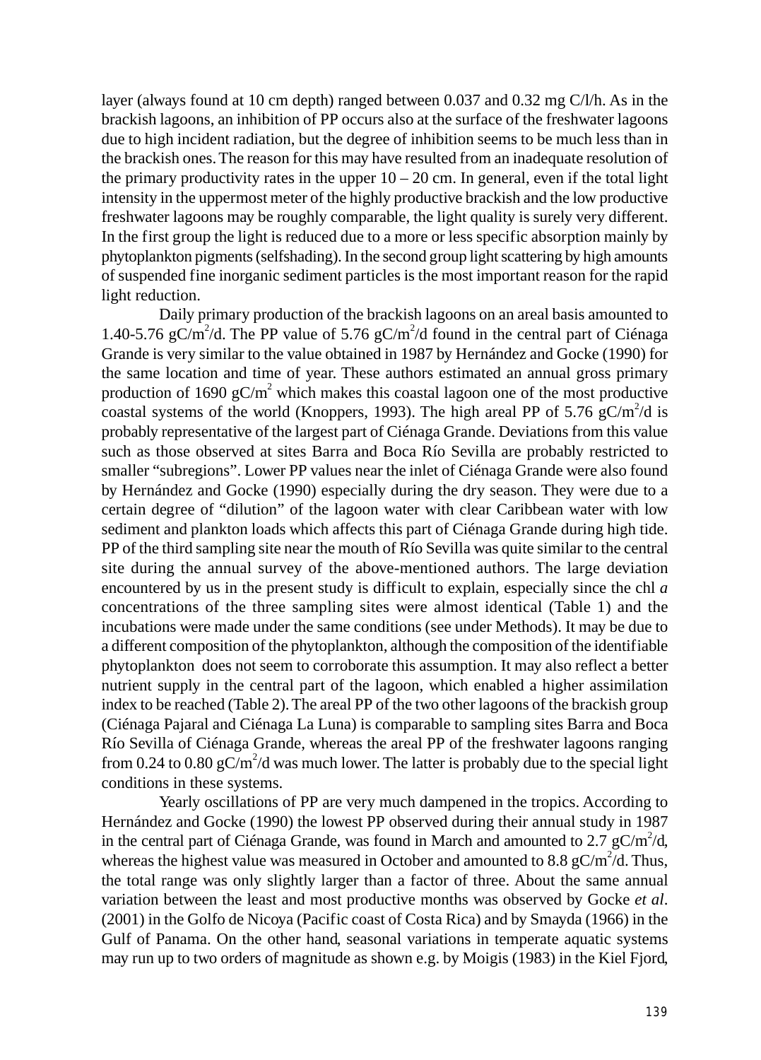layer (always found at 10 cm depth) ranged between 0.037 and 0.32 mg C/l/h. As in the brackish lagoons, an inhibition of PP occurs also at the surface of the freshwater lagoons due to high incident radiation, but the degree of inhibition seems to be much less than in the brackish ones. The reason for this may have resulted from an inadequate resolution of the primary productivity rates in the upper 10 – 20 cm. In general, even if the total light intensity in the uppermost meter of the highly productive brackish and the low productive freshwater lagoons may be roughly comparable, the light quality is surely very different. In the first group the light is reduced due to a more or less specific absorption mainly by phytoplankton pigments (selfshading). In the second group light scattering by high amounts of suspended fine inorganic sediment particles is the most important reason for the rapid light reduction.

Daily primary production of the brackish lagoons on an areal basis amounted to 1.40-5.76 $gC/m^2/d$. The PP value of 5.76 $gC/m^2/d$ found in the central part of Ciénaga Grande is very similar to the value obtained in 1987 by Hernández and Gocke (1990) for the same location and time of year. These authors estimated an annual gross primary production of 1690 $gC/m^2$ which makes this coastal lagoon one of the most productive coastal systems of the world (Knoppers, 1993). The high areal PP of 5.76 $gC/m^2/d$ is probably representative of the largest part of Ciénaga Grande. Deviations from this value such as those observed at sites Barra and Boca Río Sevilla are probably restricted to smaller "subregions". Lower PP values near the inlet of Ciénaga Grande were also found by Hernández and Gocke (1990) especially during the dry season. They were due to a certain degree of "dilution" of the lagoon water with clear Caribbean water with low sediment and plankton loads which affects this part of Ciénaga Grande during high tide. PP of the third sampling site near the mouth of Río Sevilla was quite similar to the central site during the annual survey of the above-mentioned authors. The large deviation encountered by us in the present study is difficult to explain, especially since the chl *a* concentrations of the three sampling sites were almost identical (Table 1) and the incubations were made under the same conditions (see under Methods). It may be due to a different composition of the phytoplankton, although the composition of the identifiable phytoplankton does not seem to corroborate this assumption. It may also reflect a better nutrient supply in the central part of the lagoon, which enabled a higher assimilation index to be reached (Table 2). The areal PP of the two other lagoons of the brackish group (Ciénaga Pajaral and Ciénaga La Luna) is comparable to sampling sites Barra and Boca Río Sevilla of Ciénaga Grande, whereas the areal PP of the freshwater lagoons ranging from 0.24 to 0.80 $gC/m^2/d$ was much lower. The latter is probably due to the special light conditions in these systems.

Yearly oscillations of PP are very much dampened in the tropics. According to Hernández and Gocke (1990) the lowest PP observed during their annual study in 1987 in the central part of Ciénaga Grande, was found in March and amounted to 2.7 $gC/m^2/d$, whereas the highest value was measured in October and amounted to 8.8 $gC/m^2/d$. Thus, the total range was only slightly larger than a factor of three. About the same annual variation between the least and most productive months was observed by Gocke *et al*. (2001) in the Golfo de Nicoya (Pacific coast of Costa Rica) and by Smayda (1966) in the Gulf of Panama. On the other hand, seasonal variations in temperate aquatic systems may run up to two orders of magnitude as shown e.g. by Moigis (1983) in the Kiel Fjord,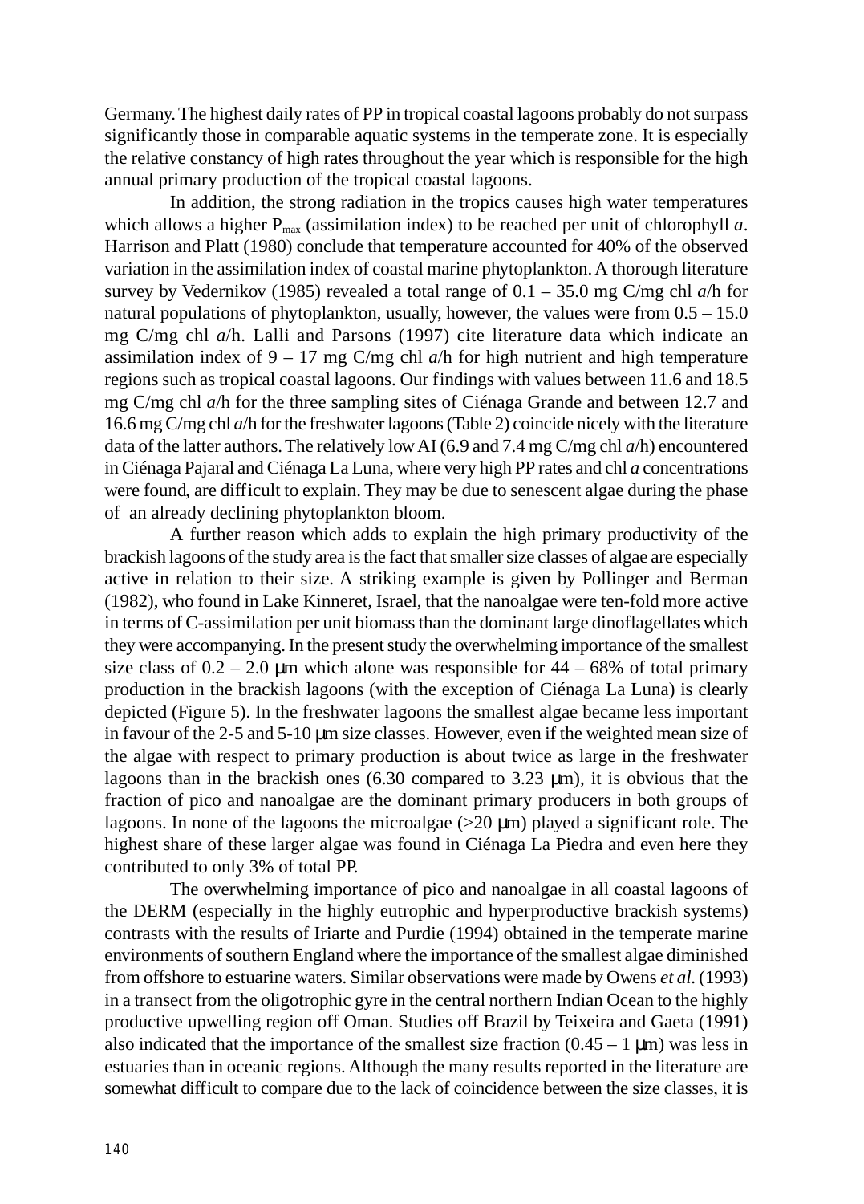Germany. The highest daily rates of PP in tropical coastal lagoons probably do not surpass significantly those in comparable aquatic systems in the temperate zone. It is especially the relative constancy of high rates throughout the year which is responsible for the high annual primary production of the tropical coastal lagoons.

In addition, the strong radiation in the tropics causes high water temperatures which allows a higher $P_{max}$ (assimilation index) to be reached per unit of chlorophyll *a*. Harrison and Platt (1980) conclude that temperature accounted for 40% of the observed variation in the assimilation index of coastal marine phytoplankton. A thorough literature survey by Vedernikov (1985) revealed a total range of 0.1 – 35.0 mg C/mg chl *a*/h for natural populations of phytoplankton, usually, however, the values were from 0.5 – 15.0 mg C/mg chl *a*/h. Lalli and Parsons (1997) cite literature data which indicate an assimilation index of 9 – 17 mg C/mg chl *a*/h for high nutrient and high temperature regions such as tropical coastal lagoons. Our findings with values between 11.6 and 18.5 mg C/mg chl *a*/h for the three sampling sites of Ciénaga Grande and between 12.7 and 16.6 mg C/mg chl *a*/h for the freshwater lagoons (Table 2) coincide nicely with the literature data of the latter authors. The relatively low AI (6.9 and 7.4 mg C/mg chl *a*/h) encountered in Ciénaga Pajaral and Ciénaga La Luna, where very high PP rates and chl *a* concentrations were found, are difficult to explain. They may be due to senescent algae during the phase of an already declining phytoplankton bloom.

A further reason which adds to explain the high primary productivity of the brackish lagoons of the study area is the fact that smaller size classes of algae are especially active in relation to their size. A striking example is given by Pollinger and Berman (1982), who found in Lake Kinneret, Israel, that the nanoalgae were ten-fold more active in terms of C-assimilation per unit biomass than the dominant large dinoflagellates which they were accompanying. In the present study the overwhelming importance of the smallest size class of 0.2 – 2.0 µm which alone was responsible for 44 – 68% of total primary production in the brackish lagoons (with the exception of Ciénaga La Luna) is clearly depicted (Figure 5). In the freshwater lagoons the smallest algae became less important in favour of the 2-5 and 5-10 µm size classes. However, even if the weighted mean size of the algae with respect to primary production is about twice as large in the freshwater lagoons than in the brackish ones (6.30 compared to 3.23 µm), it is obvious that the fraction of pico and nanoalgae are the dominant primary producers in both groups of lagoons. In none of the lagoons the microalgae (>20 µm) played a significant role. The highest share of these larger algae was found in Ciénaga La Piedra and even here they contributed to only 3% of total PP.

The overwhelming importance of pico and nanoalgae in all coastal lagoons of the DERM (especially in the highly eutrophic and hyperproductive brackish systems) contrasts with the results of Iriarte and Purdie (1994) obtained in the temperate marine environments of southern England where the importance of the smallest algae diminished from offshore to estuarine waters. Similar observations were made by Owens *et al.* (1993) in a transect from the oligotrophic gyre in the central northern Indian Ocean to the highly productive upwelling region off Oman. Studies off Brazil by Teixeira and Gaeta (1991) also indicated that the importance of the smallest size fraction (0.45 – 1 µm) was less in estuaries than in oceanic regions. Although the many results reported in the literature are somewhat difficult to compare due to the lack of coincidence between the size classes, it is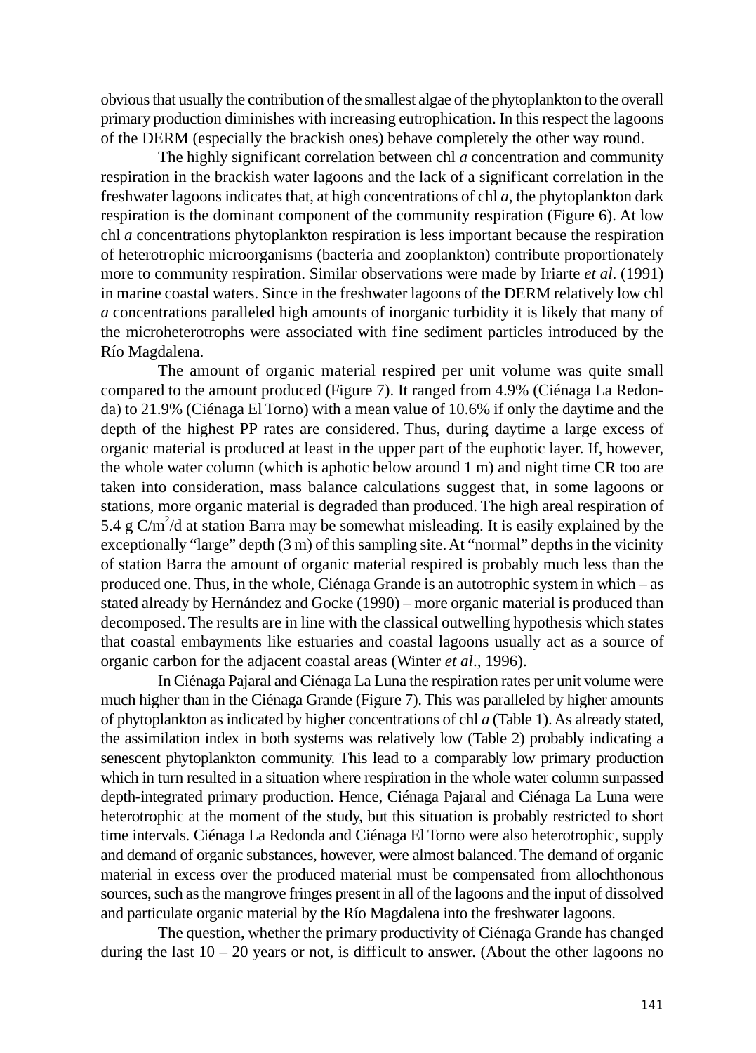obvious that usually the contribution of the smallest algae of the phytoplankton to the overall primary production diminishes with increasing eutrophication. In this respect the lagoons of the DERM (especially the brackish ones) behave completely the other way round.

The highly significant correlation between chl *a* concentration and community respiration in the brackish water lagoons and the lack of a significant correlation in the freshwater lagoons indicates that, at high concentrations of chl *a*, the phytoplankton dark respiration is the dominant component of the community respiration (Figure 6). At low chl *a* concentrations phytoplankton respiration is less important because the respiration of heterotrophic microorganisms (bacteria and zooplankton) contribute proportionately more to community respiration. Similar observations were made by Iriarte *et al*. (1991) in marine coastal waters. Since in the freshwater lagoons of the DERM relatively low chl *a* concentrations paralleled high amounts of inorganic turbidity it is likely that many of the microheterotrophs were associated with fine sediment particles introduced by the Río Magdalena.

The amount of organic material respired per unit volume was quite small compared to the amount produced (Figure 7). It ranged from 4.9% (Ciénaga La Redonda) to 21.9% (Ciénaga El Torno) with a mean value of 10.6% if only the daytime and the depth of the highest PP rates are considered. Thus, during daytime a large excess of organic material is produced at least in the upper part of the euphotic layer. If, however, the whole water column (which is aphotic below around 1 m) and night time CR too are taken into consideration, mass balance calculations suggest that, in some lagoons or stations, more organic material is degraded than produced. The high areal respiration of 5.4 g C/$m^2$/d at station Barra may be somewhat misleading. It is easily explained by the exceptionally "large" depth (3 m) of this sampling site. At "normal" depths in the vicinity of station Barra the amount of organic material respired is probably much less than the produced one. Thus, in the whole, Ciénaga Grande is an autotrophic system in which – as stated already by Hernández and Gocke (1990) – more organic material is produced than decomposed. The results are in line with the classical outwelling hypothesis which states that coastal embayments like estuaries and coastal lagoons usually act as a source of organic carbon for the adjacent coastal areas (Winter *et al*., 1996).

In Ciénaga Pajaral and Ciénaga La Luna the respiration rates per unit volume were much higher than in the Ciénaga Grande (Figure 7). This was paralleled by higher amounts of phytoplankton as indicated by higher concentrations of chl *a* (Table 1). As already stated, the assimilation index in both systems was relatively low (Table 2) probably indicating a senescent phytoplankton community. This lead to a comparably low primary production which in turn resulted in a situation where respiration in the whole water column surpassed depth-integrated primary production. Hence, Ciénaga Pajaral and Ciénaga La Luna were heterotrophic at the moment of the study, but this situation is probably restricted to short time intervals. Ciénaga La Redonda and Ciénaga El Torno were also heterotrophic, supply and demand of organic substances, however, were almost balanced. The demand of organic material in excess over the produced material must be compensated from allochthonous sources, such as the mangrove fringes present in all of the lagoons and the input of dissolved and particulate organic material by the Río Magdalena into the freshwater lagoons.

The question, whether the primary productivity of Ciénaga Grande has changed during the last 10 – 20 years or not, is difficult to answer. (About the other lagoons no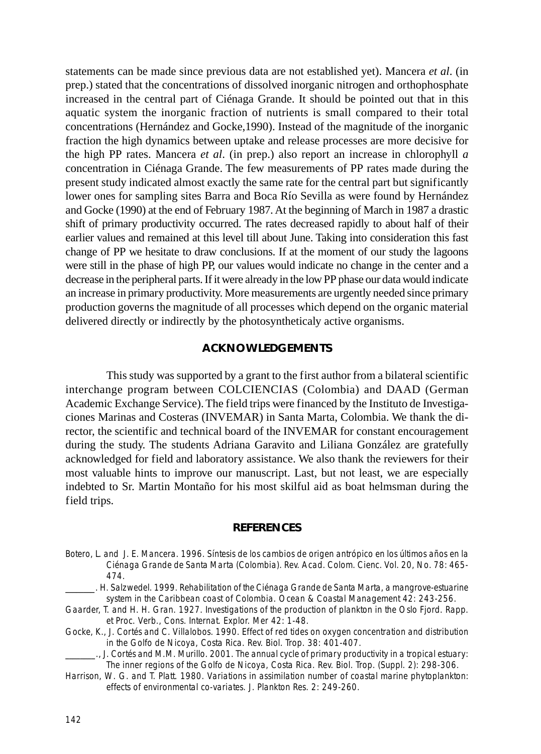statements can be made since previous data are not established yet). Mancera *et al*. (in prep.) stated that the concentrations of dissolved inorganic nitrogen and orthophosphate increased in the central part of Ciénaga Grande. It should be pointed out that in this aquatic system the inorganic fraction of nutrients is small compared to their total concentrations (Hernández and Gocke,1990). Instead of the magnitude of the inorganic fraction the high dynamics between uptake and release processes are more decisive for the high PP rates. Mancera *et al*. (in prep.) also report an increase in chlorophyll *a* concentration in Ciénaga Grande. The few measurements of PP rates made during the present study indicated almost exactly the same rate for the central part but significantly lower ones for sampling sites Barra and Boca Río Sevilla as were found by Hernández and Gocke (1990) at the end of February 1987. At the beginning of March in 1987 a drastic shift of primary productivity occurred. The rates decreased rapidly to about half of their earlier values and remained at this level till about June. Taking into consideration this fast change of PP we hesitate to draw conclusions. If at the moment of our study the lagoons were still in the phase of high PP, our values would indicate no change in the center and a decrease in the peripheral parts. If it were already in the low PP phase our data would indicate an increase in primary productivity. More measurements are urgently needed since primary production governs the magnitude of all processes which depend on the organic material delivered directly or indirectly by the photosyntheticaly active organisms.

## ACKNOWLEDGEMENTS

This study was supported by a grant to the first author from a bilateral scientific interchange program between COLCIENCIAS (Colombia) and DAAD (German Academic Exchange Service). The field trips were financed by the Instituto de Investigaciones Marinas and Costeras (INVEMAR) in Santa Marta, Colombia. We thank the director, the scientific and technical board of the INVEMAR for constant encouragement during the study. The students Adriana Garavito and Liliana González are gratefully acknowledged for field and laboratory assistance. We also thank the reviewers for their most valuable hints to improve our manuscript. Last, but not least, we are especially indebted to Sr. Martin Montaño for his most skilful aid as boat helmsman during the field trips.

## REFERENCES

Botero, L. and J. E. Mancera. 1996. Síntesis de los cambios de origen antrópico en los últimos años en la Ciénaga Grande de Santa Marta (Colombia). Rev. Acad. Colom. Cienc. Vol. 20, No. 78: 465-474.

_______. H. Salzwedel. 1999. Rehabilitation of the Ciénaga Grande de Santa Marta, a mangrove-estuarine system in the Caribbean coast of Colombia. Ocean & Coastal Management 42: 243-256.

Gaarder, T. and H. H. Gran. 1927. Investigations of the production of plankton in the Oslo Fjord. Rapp. et Proc. Verb., Cons. Internat. Explor. Mer 42: 1-48.

Gocke, K., J. Cortés and C. Villalobos. 1990. Effect of red tides on oxygen concentration and distribution in the Golfo de Nicoya, Costa Rica. Rev. Biol. Trop. 38: 401-407.

_______., J. Cortés and M.M. Murillo. 2001. The annual cycle of primary productivity in a tropical estuary: The inner regions of the Golfo de Nicoya, Costa Rica. Rev. Biol. Trop. (Suppl. 2): 298-306.

Harrison, W. G. and T. Platt. 1980. Variations in assimilation number of coastal marine phytoplankton: effects of environmental co-variates. J. Plankton Res. 2: 249-260.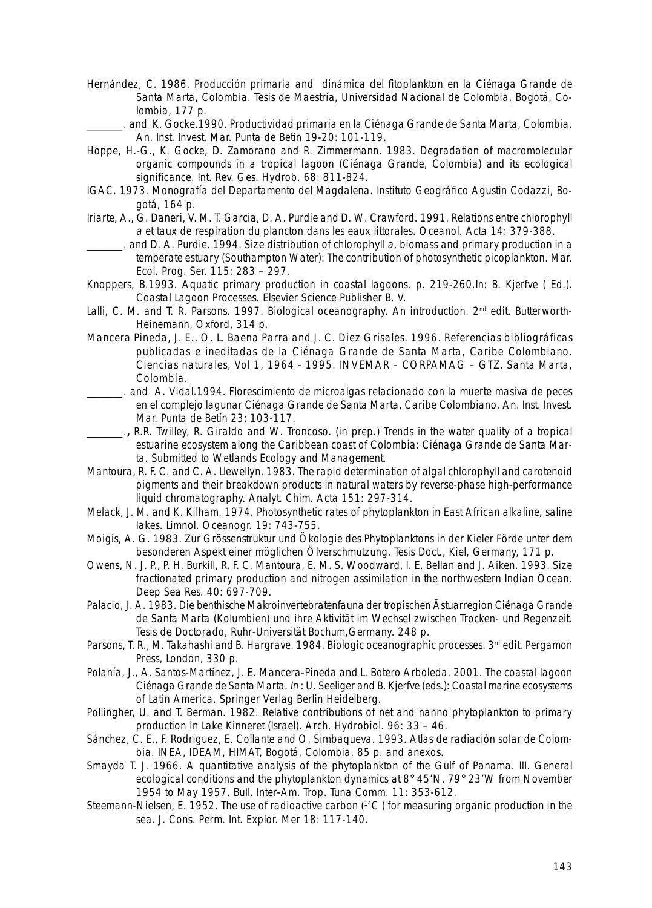Hernández, C. 1986. Producción primaria and dinámica del fitoplankton en la Ciénaga Grande de Santa Marta, Colombia. Tesis de Maestría, Universidad Nacional de Colombia, Bogotá, Colombia, 177 p.

_______. and K. Gocke.1990. Productividad primaria en la Ciénaga Grande de Santa Marta, Colombia. An. Inst. Invest. Mar. Punta de Betin 19-20: 101-119.

Hoppe, H.-G., K. Gocke, D. Zamorano and R. Zimmermann. 1983. Degradation of macromolecular organic compounds in a tropical lagoon (Ciénaga Grande, Colombia) and its ecological significance. Int. Rev. Ges. Hydrob. 68: 811-824.

IGAC. 1973. Monografía del Departamento del Magdalena. Instituto Geográfico Agustin Codazzi, Bogotá, 164 p.

Iriarte, A., G. Daneri, V. M. T. Garcia, D. A. Purdie and D. W. Crawford. 1991. Relations entre chlorophyll *a* et taux de respiration du plancton dans les eaux littorales. Oceanol. Acta 14: 379-388.

_______. and D. A. Purdie. 1994. Size distribution of chlorophyll *a*, biomass and primary production in a temperate estuary (Southampton Water): The contribution of photosynthetic picoplankton. Mar. Ecol. Prog. Ser. 115: 283 – 297.

Knoppers, B.1993. Aquatic primary production in coastal lagoons. p. 219-260.In: B. Kjerfve ( Ed.). Coastal Lagoon Processes. Elsevier Science Publisher B. V.

Lalli, C. M. and T. R. Parsons. 1997. Biological oceanography. An introduction. 2nd edit. Butterworth-Heinemann, Oxford, 314 p.

Mancera Pineda, J. E., O. L. Baena Parra and J. C. Diez Grisales. 1996. Referencias bibliográficas publicadas e ineditadas de la Ciénaga Grande de Santa Marta, Caribe Colombiano. Ciencias naturales, Vol 1, 1964 - 1995. INVEMAR – CORPAMAG – GTZ, Santa Marta, Colombia.

_______. and A. Vidal.1994. Florescimiento de microalgas relacionado con la muerte masiva de peces en el complejo lagunar Ciénaga Grande de Santa Marta, Caribe Colombiano. An. Inst. Invest. Mar. Punta de Betín 23: 103-117.

_______., R.R. Twilley, R. Giraldo and W. Troncoso. (in prep.) Trends in the water quality of a tropical estuarine ecosystem along the Caribbean coast of Colombia: Ciénaga Grande de Santa Marta. Submitted to Wetlands Ecology and Management.

Mantoura, R. F. C. and C. A. Llewellyn. 1983. The rapid determination of algal chlorophyll and carotenoid pigments and their breakdown products in natural waters by reverse-phase high-performance liquid chromatography. Analyt. Chim. Acta 151: 297-314.

Melack, J. M. and K. Kilham. 1974. Photosynthetic rates of phytoplankton in East African alkaline, saline lakes. Limnol. Oceanogr. 19: 743-755.

Moigis, A. G. 1983. Zur Grössenstruktur und Ökologie des Phytoplanktons in der Kieler Förde unter dem besonderen Aspekt einer möglichen Ölverschmutzung. Tesis Doct., Kiel, Germany, 171 p.

Owens, N. J. P., P. H. Burkill, R. F. C. Mantoura, E. M. S. Woodward, I. E. Bellan and J. Aiken. 1993. Size fractionated primary production and nitrogen assimilation in the northwestern Indian Ocean. Deep Sea Res. 40: 697-709.

Palacio, J. A. 1983. Die benthische Makroinvertebratenfauna der tropischen Ästuarregion Ciénaga Grande de Santa Marta (Kolumbien) und ihre Aktivität im Wechsel zwischen Trocken- und Regenzeit. Tesis de Doctorado, Ruhr-Universität Bochum,Germany. 248 p.

Parsons, T. R., M. Takahashi and B. Hargrave. 1984. Biologic oceanographic processes. 3rd edit. Pergamon Press, London, 330 p.

Polanía, J., A. Santos-Martínez, J. E. Mancera-Pineda and L. Botero Arboleda. 2001. The coastal lagoon Ciénaga Grande de Santa Marta. *In*: U. Seeliger and B. Kjerfve (eds.): Coastal marine ecosystems of Latin America. Springer Verlag Berlin Heidelberg.

Pollingher, U. and T. Berman. 1982. Relative contributions of net and nanno phytoplankton to primary production in Lake Kinneret (Israel). Arch. Hydrobiol. 96: 33 – 46.

Sánchez, C. E., F. Rodriguez, E. Collante and O. Simbaqueva. 1993. Atlas de radiación solar de Colombia. INEA, IDEAM, HIMAT, Bogotá, Colombia. 85 p. and anexos.

Smayda T. J. 1966. A quantitative analysis of the phytoplankton of the Gulf of Panama. III. General ecological conditions and the phytoplankton dynamics at 8° 45'N, 79° 23'W from November 1954 to May 1957. Bull. Inter-Am. Trop. Tuna Comm. 11: 353-612.

Steemann-Nielsen, E. 1952. The use of radioactive carbon ($^{14}C$ ) for measuring organic production in the sea. J. Cons. Perm. Int. Explor. Mer 18: 117-140.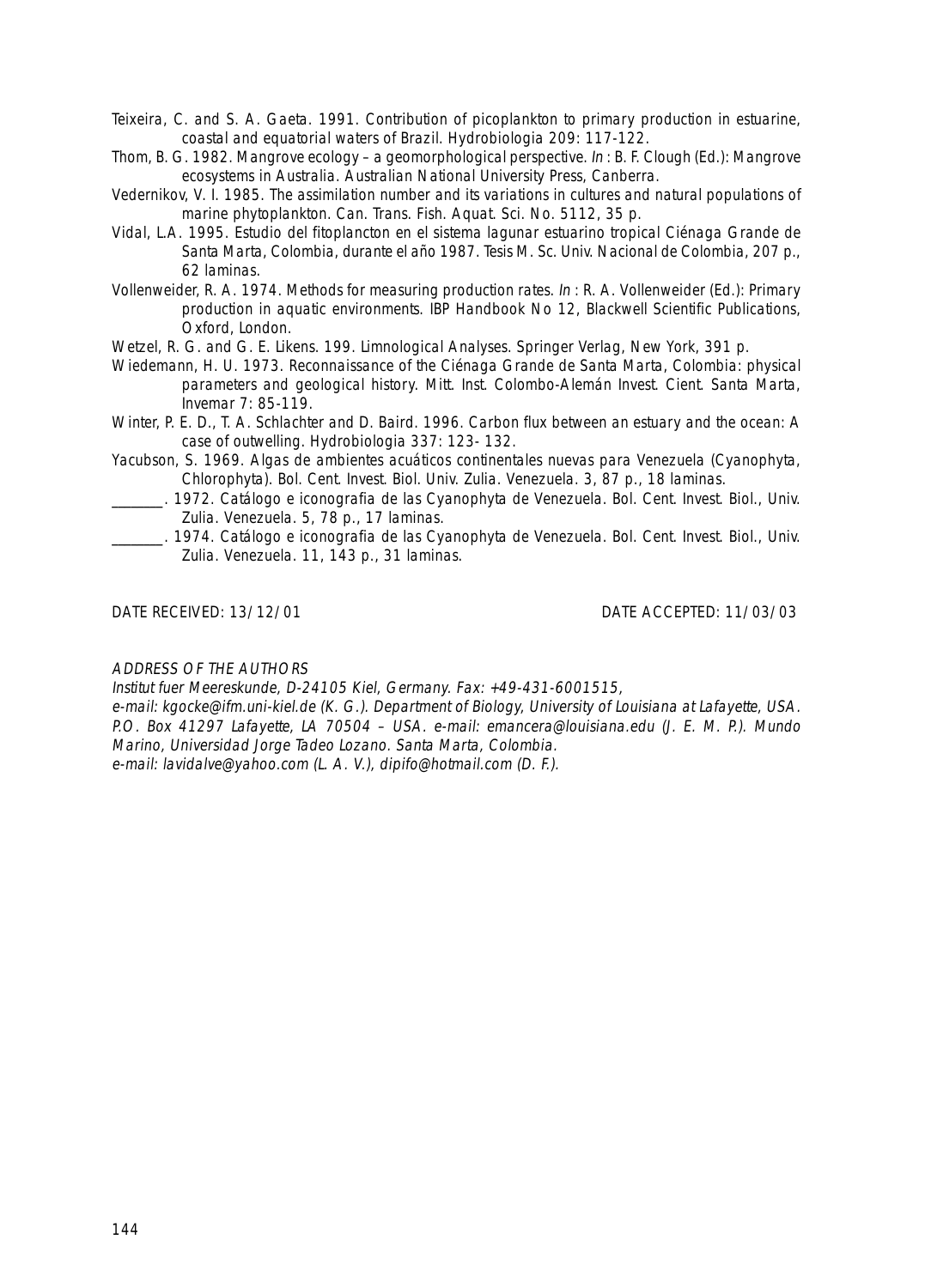Teixeira, C. and S. A. Gaeta. 1991. Contribution of picoplankton to primary production in estuarine, coastal and equatorial waters of Brazil. Hydrobiologia 209: 117-122.

Thom, B. G. 1982. Mangrove ecology – a geomorphological perspective. *In* : B. F. Clough (Ed.): Mangrove ecosystems in Australia. Australian National University Press, Canberra.

Vedernikov, V. I. 1985. The assimilation number and its variations in cultures and natural populations of marine phytoplankton. Can. Trans. Fish. Aquat. Sci. No. 5112, 35 p.

Vidal, L.A. 1995. Estudio del fitoplancton en el sistema lagunar estuarino tropical Ciénaga Grande de Santa Marta, Colombia, durante el año 1987. Tesis M. Sc. Univ. Nacional de Colombia, 207 p., 62 laminas.

Vollenweider, R. A. 1974. Methods for measuring production rates. *In* : R. A. Vollenweider (Ed.): Primary production in aquatic environments. IBP Handbook No 12, Blackwell Scientific Publications, Oxford, London.

Wetzel, R. G. and G. E. Likens. 199. Limnological Analyses. Springer Verlag, New York, 391 p.

Wiedemann, H. U. 1973. Reconnaissance of the Ciénaga Grande de Santa Marta, Colombia: physical parameters and geological history. Mitt. Inst. Colombo-Alemán Invest. Cient. Santa Marta, Invemar 7: 85-119.

Winter, P. E. D., T. A. Schlachter and D. Baird. 1996. Carbon flux between an estuary and the ocean: A case of outwelling. Hydrobiologia 337: 123- 132.

Yacubson, S. 1969. Algas de ambientes acuáticos continentales nuevas para Venezuela (Cyanophyta, Chlorophyta). Bol. Cent. Invest. Biol. Univ. Zulia. Venezuela. 3, 87 p., 18 laminas.

_______. 1972. Catálogo e iconografia de las Cyanophyta de Venezuela. Bol. Cent. Invest. Biol., Univ. Zulia. Venezuela. 5, 78 p., 17 laminas.

_______. 1974. Catálogo e iconografia de las Cyanophyta de Venezuela. Bol. Cent. Invest. Biol., Univ. Zulia. Venezuela. 11, 143 p., 31 laminas.

DATE RECEIVED: 13/12/01 DATE ACCEPTED: 11/03/03

*ADDRESS OF THE AUTHORS*

*Institut fuer Meereskunde, D-24105 Kiel, Germany. Fax: +49-431-6001515, e-mail: kgocke@ifm.uni-kiel.de (K. G.). Department of Biology, University of Louisiana at Lafayette, USA. P.O. Box 41297 Lafayette, LA 70504 – USA. e-mail: emancera@louisiana.edu (J. E. M. P.). Mundo Marino, Universidad Jorge Tadeo Lozano. Santa Marta, Colombia. e-mail: lavidalve@yahoo.com (L. A. V.), dipifo@hotmail.com (D. F.).*